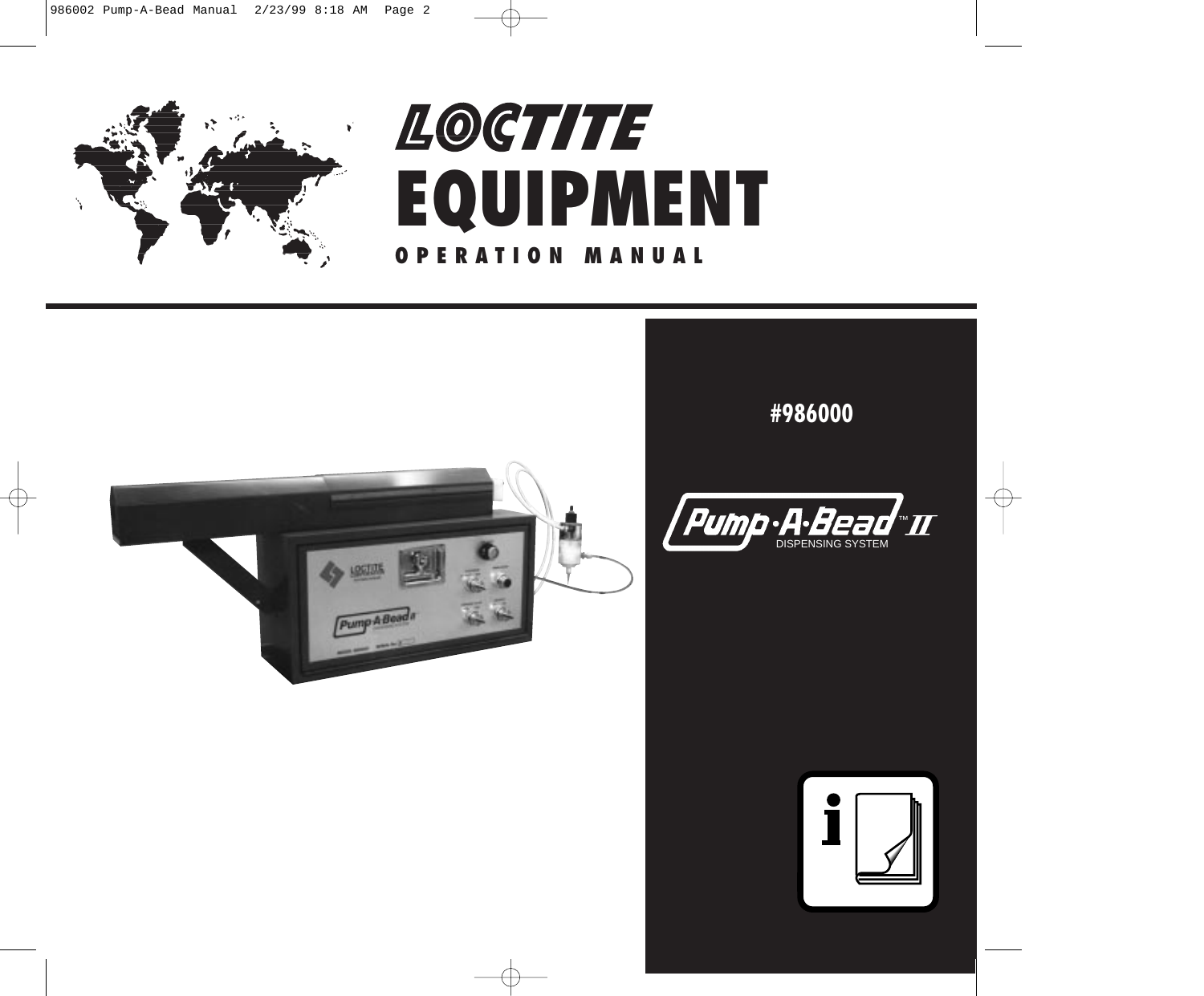# LOCTITE EQUIPMENT

## OPERATION MANUAL

**#986000**

**Pump·A·Bead™ II**

DISPENSING SYSTEM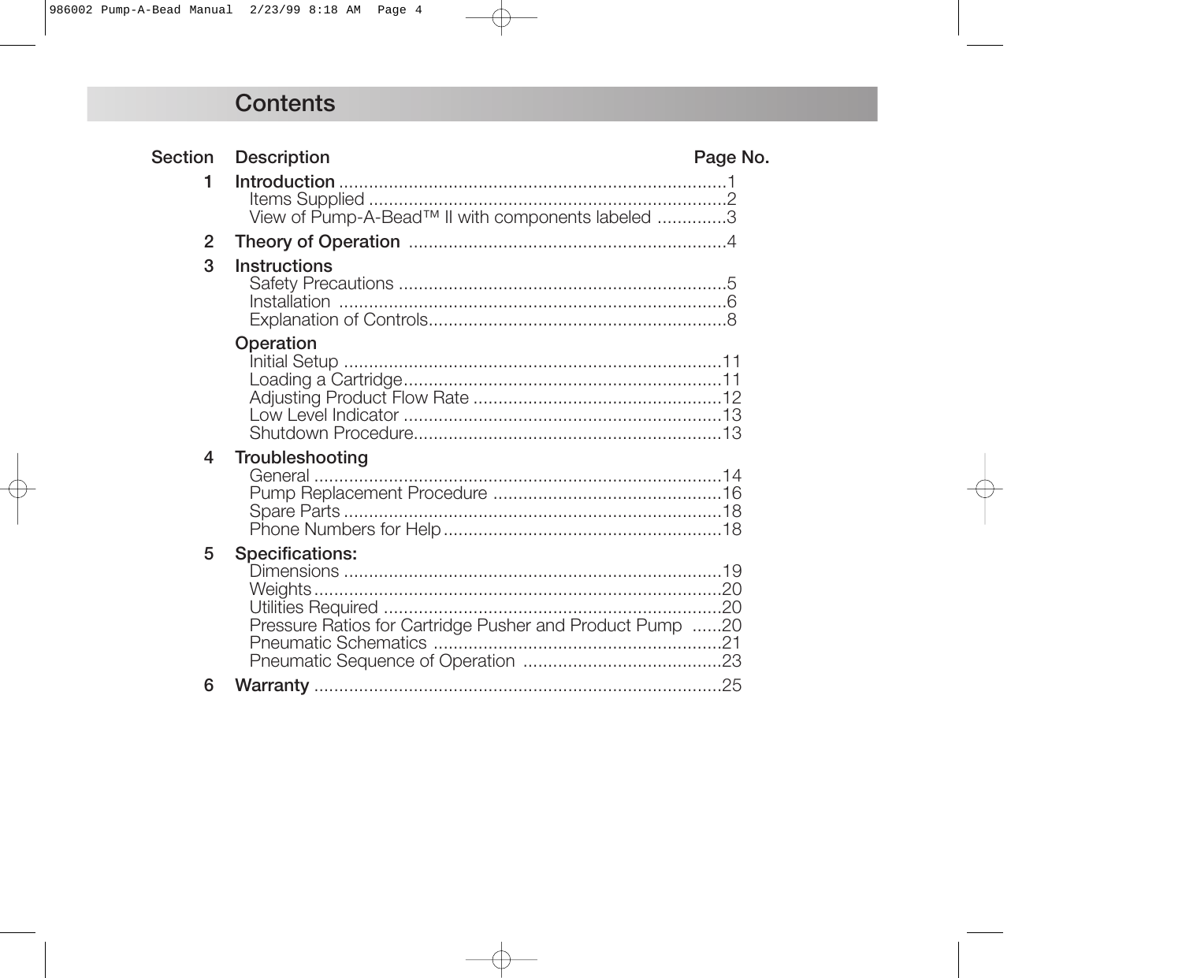# Contents

| Section | Description | Page No. |
|---|---|---|
| 1 | **Introduction** | 1 |
| | Items Supplied | 2 |
| | View of Pump-A-Bead™ II with components labeled | 3 |
| 2 | **Theory of Operation** | 4 |
| 3 | **Instructions** | |
| | Safety Precautions | 5 |
| | Installation | 6 |
| | Explanation of Controls | 8 |
| | **Operation** | |
| | Initial Setup | 11 |
| | Loading a Cartridge | 11 |
| | Adjusting Product Flow Rate | 12 |
| | Low Level Indicator | 13 |
| | Shutdown Procedure | 13 |
| 4 | **Troubleshooting** | |
| | General | 14 |
| | Pump Replacement Procedure | 16 |
| | Spare Parts | 18 |
| | Phone Numbers for Help | 18 |
| 5 | **Specifications:** | |
| | Dimensions | 19 |
| | Weights | 20 |
| | Utilities Required | 20 |
| | Pressure Ratios for Cartridge Pusher and Product Pump | 20 |
| | Pneumatic Schematics | 21 |
| | Pneumatic Sequence of Operation | 23 |
| 6 | **Warranty** | 25 |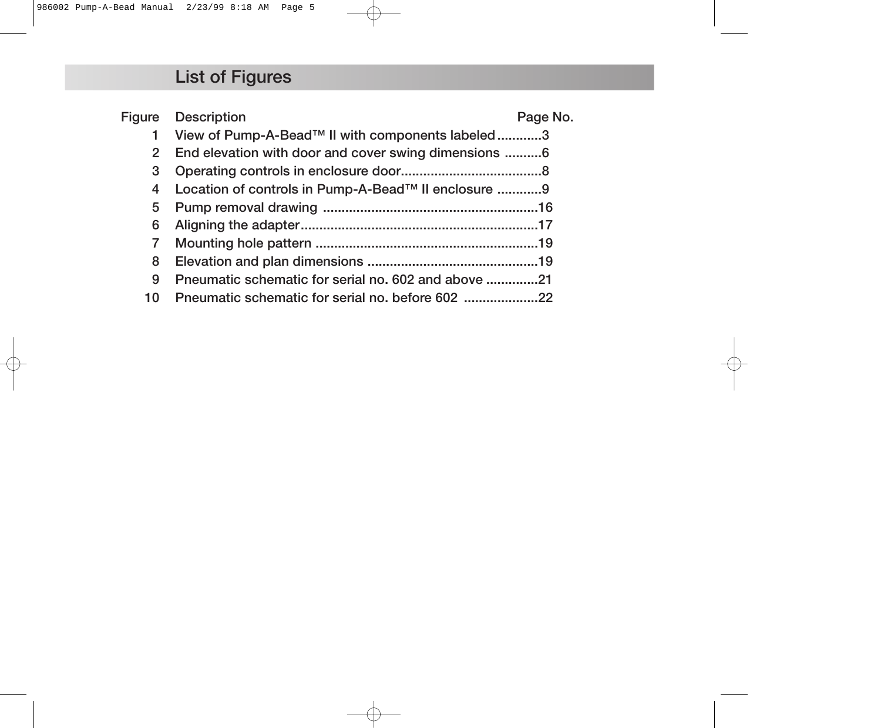## List of Figures

| Figure | Description | Page No. |
|---|---|---|
| 1 | View of Pump-A-Bead™ II with components labeled | 3 |
| 2 | End elevation with door and cover swing dimensions | 6 |
| 3 | Operating controls in enclosure door | 8 |
| 4 | Location of controls in Pump-A-Bead™ II enclosure | 9 |
| 5 | Pump removal drawing | 16 |
| 6 | Aligning the adapter | 17 |
| 7 | Mounting hole pattern | 19 |
| 8 | Elevation and plan dimensions | 19 |
| 9 | Pneumatic schematic for serial no. 602 and above | 21 |
| 10 | Pneumatic schematic for serial no. before 602 | 22 |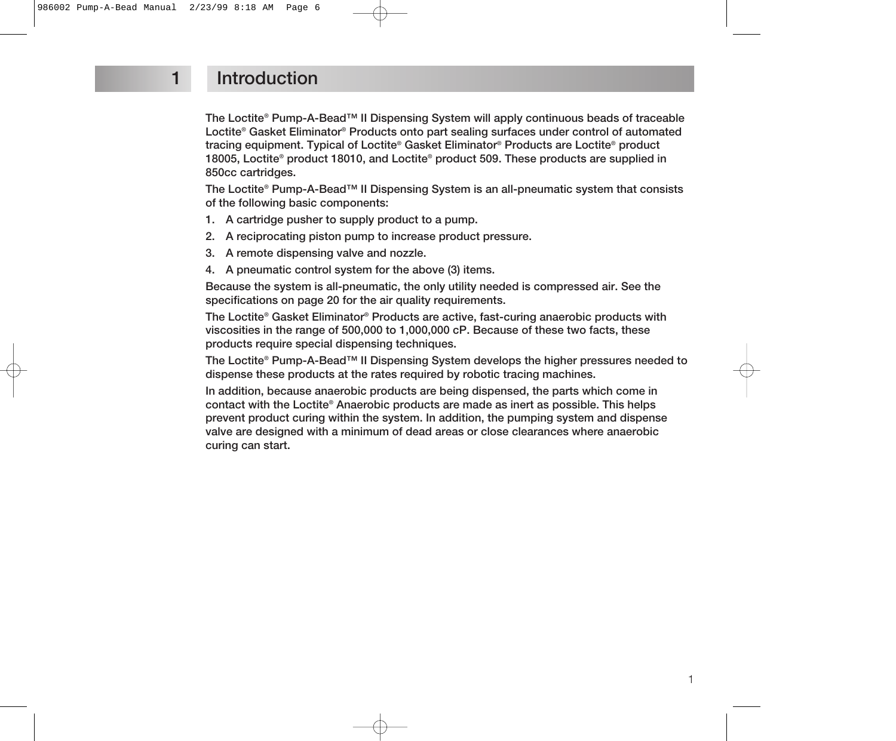# 1 Introduction

The Loctite® Pump-A-Bead™ II Dispensing System will apply continuous beads of traceable Loctite® Gasket Eliminator® Products onto part sealing surfaces under control of automated tracing equipment. Typical of Loctite® Gasket Eliminator® Products are Loctite® product 18005, Loctite® product 18010, and Loctite® product 509. These products are supplied in 850cc cartridges.

The Loctite® Pump-A-Bead™ II Dispensing System is an all-pneumatic system that consists of the following basic components:

1. A cartridge pusher to supply product to a pump.
2. A reciprocating piston pump to increase product pressure.
3. A remote dispensing valve and nozzle.
4. A pneumatic control system for the above (3) items.

Because the system is all-pneumatic, the only utility needed is compressed air. See the specifications on page 20 for the air quality requirements.

The Loctite® Gasket Eliminator® Products are active, fast-curing anaerobic products with viscosities in the range of 500,000 to 1,000,000 cP. Because of these two facts, these products require special dispensing techniques.

The Loctite® Pump-A-Bead™ II Dispensing System develops the higher pressures needed to dispense these products at the rates required by robotic tracing machines.

In addition, because anaerobic products are being dispensed, the parts which come in contact with the Loctite® Anaerobic products are made as inert as possible. This helps prevent product curing within the system. In addition, the pumping system and dispense valve are designed with a minimum of dead areas or close clearances where anaerobic curing can start.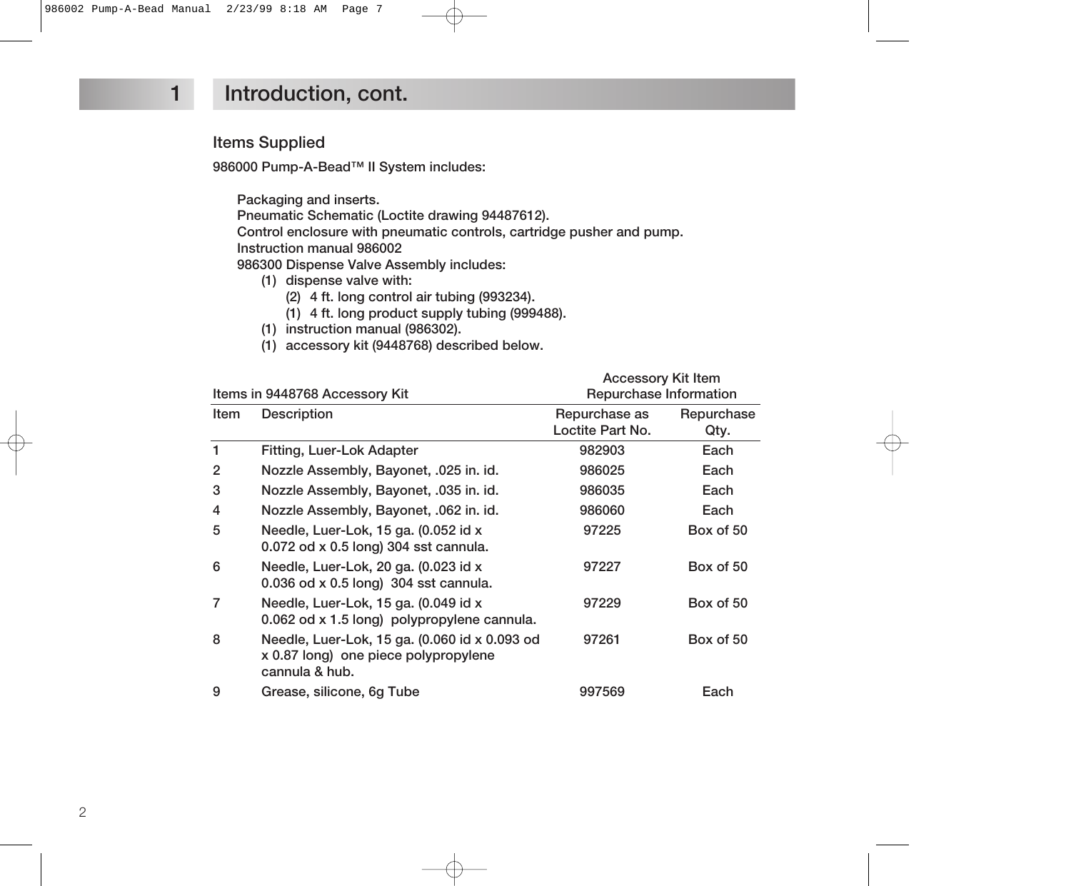# 1 Introduction, cont.

## Items Supplied

**986000 Pump-A-Bead™ II System includes:**

Packaging and inserts.
Pneumatic Schematic (Loctite drawing 94487612).
Control enclosure with pneumatic controls, cartridge pusher and pump.
Instruction manual 986002
986300 Dispense Valve Assembly includes:

- (1) dispense valve with:
  - (2) 4 ft. long control air tubing (993234).
  - (1) 4 ft. long product supply tubing (999488).
- (1) instruction manual (986302).
- (1) accessory kit (9448768) described below.

| Items in 9448768 Accessory Kit | | Accessory Kit Item Repurchase Information | |
|---|---|---|---|
| Item | Description | Repurchase as Loctite Part No. | Repurchase Qty. |
| 1 | Fitting, Luer-Lok Adapter | 982903 | Each |
| 2 | Nozzle Assembly, Bayonet, .025 in. id. | 986025 | Each |
| 3 | Nozzle Assembly, Bayonet, .035 in. id. | 986035 | Each |
| 4 | Nozzle Assembly, Bayonet, .062 in. id. | 986060 | Each |
| 5 | Needle, Luer-Lok, 15 ga. (0.052 id x 0.072 od x 0.5 long) 304 sst cannula. | 97225 | Box of 50 |
| 6 | Needle, Luer-Lok, 20 ga. (0.023 id x 0.036 od x 0.5 long) 304 sst cannula. | 97227 | Box of 50 |
| 7 | Needle, Luer-Lok, 15 ga. (0.049 id x 0.062 od x 1.5 long) polypropylene cannula. | 97229 | Box of 50 |
| 8 | Needle, Luer-Lok, 15 ga. (0.060 id x 0.093 od x 0.87 long) one piece polypropylene cannula & hub. | 97261 | Box of 50 |
| 9 | Grease, silicone, 6g Tube | 997569 | Each |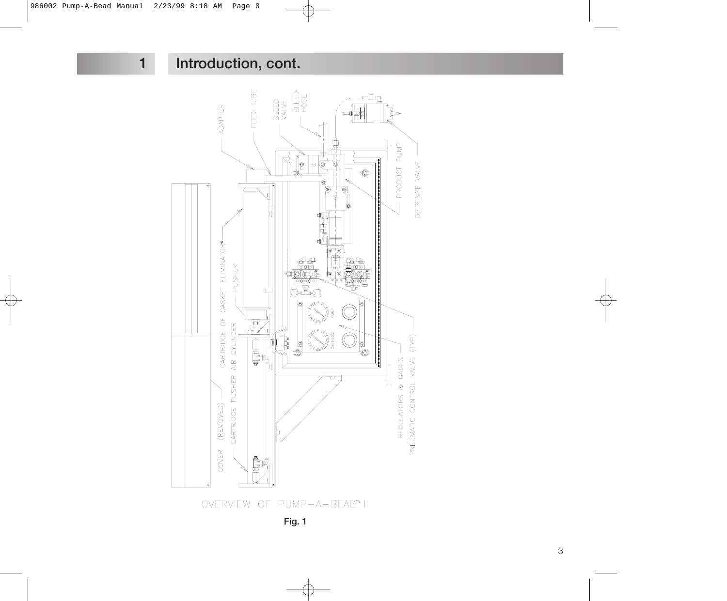# 1 Introduction, cont.

ADAPTER

FEED TUBE

BLEED VALVE

BLEED HOSE

PRODUCT PUMP

DISPENSE VALVE

CARTRIDGE OF GASKET ELIMINATOR®

PUSHER

CARTRIDGE PUSHER AIR CYLINDER

COVER (REMOVED)

REGULATORS & GAGES

PNEUMATIC CONTROL VALVE (TYP)

OVERVIEW OF PUMP-A-BEAD™ II

**Fig. 1**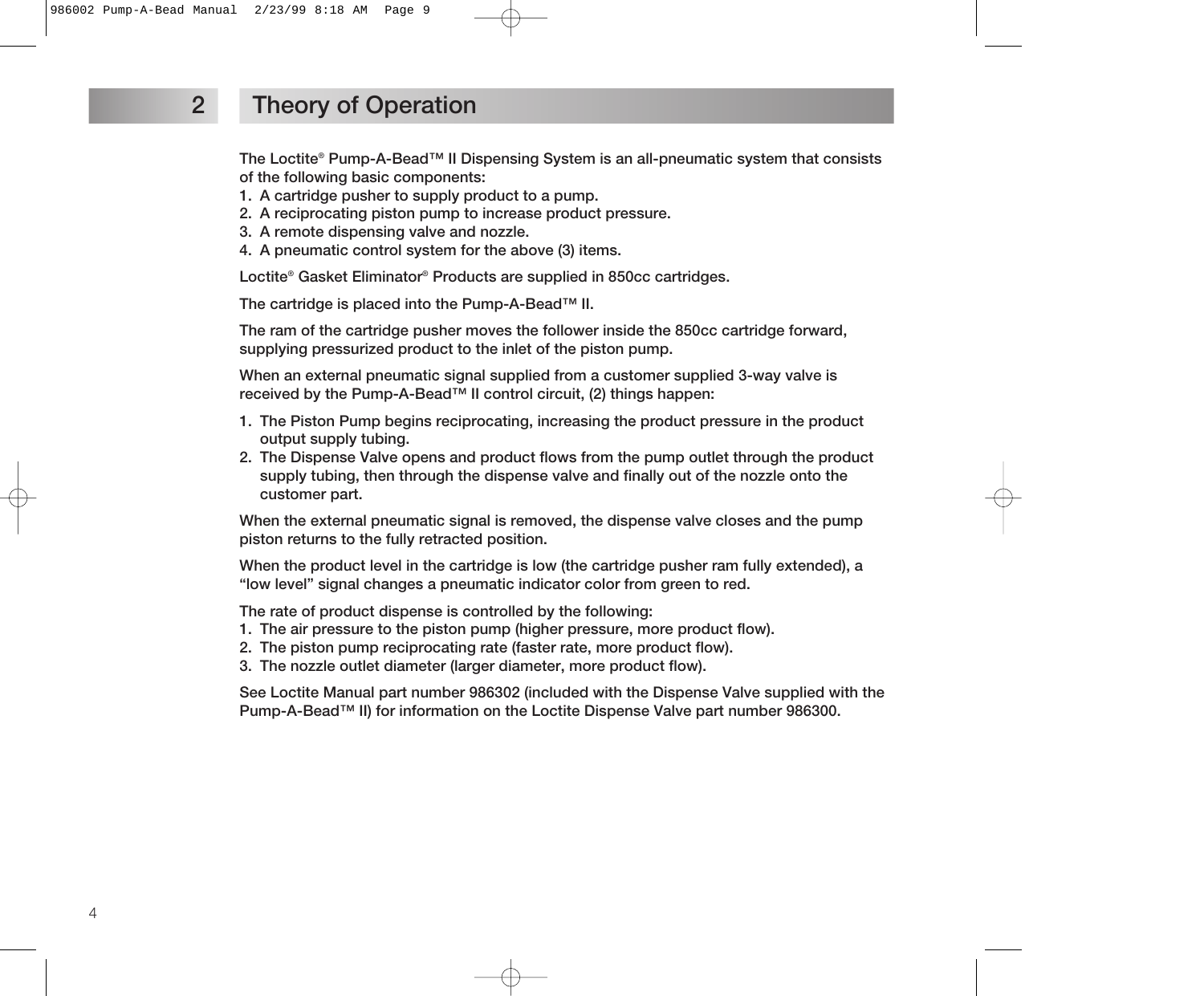# 2 Theory of Operation

The Loctite® Pump-A-Bead™ II Dispensing System is an all-pneumatic system that consists of the following basic components:

1. A cartridge pusher to supply product to a pump.
2. A reciprocating piston pump to increase product pressure.
3. A remote dispensing valve and nozzle.
4. A pneumatic control system for the above (3) items.

Loctite® Gasket Eliminator® Products are supplied in 850cc cartridges.

The cartridge is placed into the Pump-A-Bead™ II.

The ram of the cartridge pusher moves the follower inside the 850cc cartridge forward, supplying pressurized product to the inlet of the piston pump.

When an external pneumatic signal supplied from a customer supplied 3-way valve is received by the Pump-A-Bead™ II control circuit, (2) things happen:

1. The Piston Pump begins reciprocating, increasing the product pressure in the product output supply tubing.
2. The Dispense Valve opens and product flows from the pump outlet through the product supply tubing, then through the dispense valve and finally out of the nozzle onto the customer part.

When the external pneumatic signal is removed, the dispense valve closes and the pump piston returns to the fully retracted position.

When the product level in the cartridge is low (the cartridge pusher ram fully extended), a "low level" signal changes a pneumatic indicator color from green to red.

The rate of product dispense is controlled by the following:

1. The air pressure to the piston pump (higher pressure, more product flow).
2. The piston pump reciprocating rate (faster rate, more product flow).
3. The nozzle outlet diameter (larger diameter, more product flow).

See Loctite Manual part number 986302 (included with the Dispense Valve supplied with the Pump-A-Bead™ II) for information on the Loctite Dispense Valve part number 986300.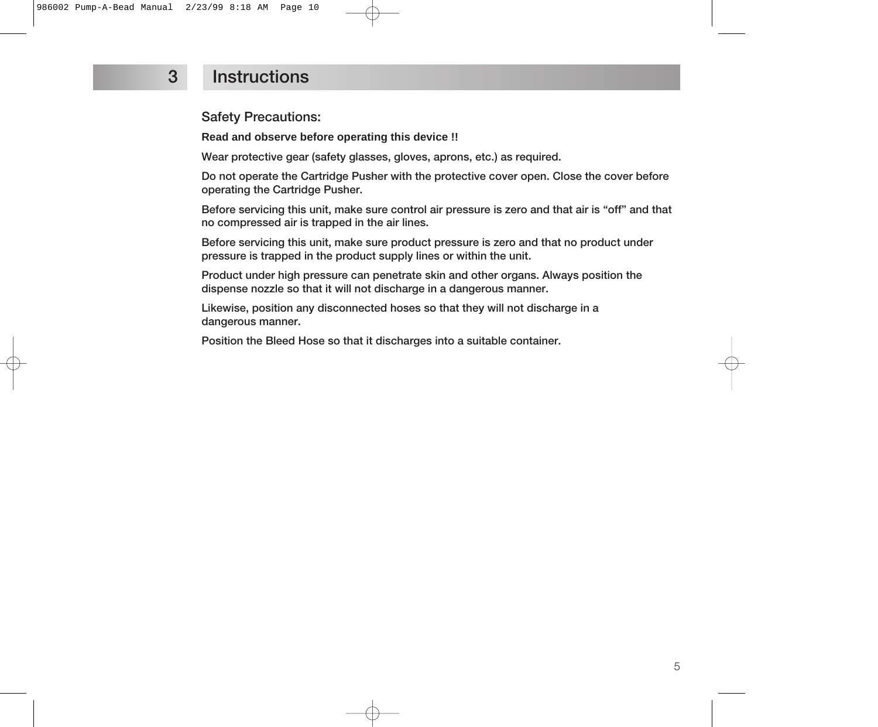# 3 Instructions

## Safety Precautions:

**Read and observe before operating this device !!**

Wear protective gear (safety glasses, gloves, aprons, etc.) as required.

Do not operate the Cartridge Pusher with the protective cover open. Close the cover before operating the Cartridge Pusher.

Before servicing this unit, make sure control air pressure is zero and that air is “off” and that no compressed air is trapped in the air lines.

Before servicing this unit, make sure product pressure is zero and that no product under pressure is trapped in the product supply lines or within the unit.

Product under high pressure can penetrate skin and other organs. Always position the dispense nozzle so that it will not discharge in a dangerous manner.

Likewise, position any disconnected hoses so that they will not discharge in a dangerous manner.

Position the Bleed Hose so that it discharges into a suitable container.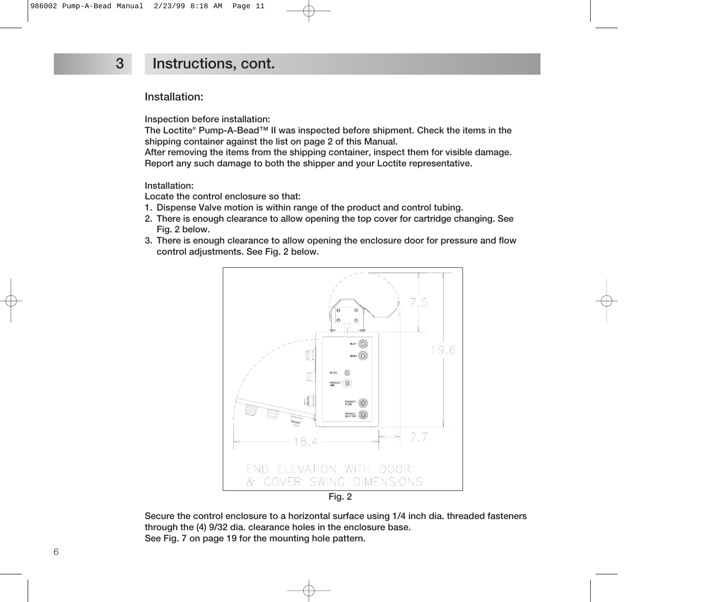## 3 Instructions, cont.

### Installation:

**Inspection before installation:**
The Loctite® Pump-A-Bead™ II was inspected before shipment. Check the items in the shipping container against the list on page 2 of this Manual.
After removing the items from the shipping container, inspect them for visible damage. Report any such damage to both the shipper and your Loctite representative.

**Installation:**
Locate the control enclosure so that:

1. Dispense Valve motion is within range of the product and control tubing.
2. There is enough clearance to allow opening the top cover for cartridge changing. See Fig. 2 below.
3. There is enough clearance to allow opening the enclosure door for pressure and flow control adjustments. See Fig. 2 below.

Fig. 2

Secure the control enclosure to a horizontal surface using 1/4 inch dia. threaded fasteners through the (4) 9/32 dia. clearance holes in the enclosure base.
See Fig. 7 on page 19 for the mounting hole pattern.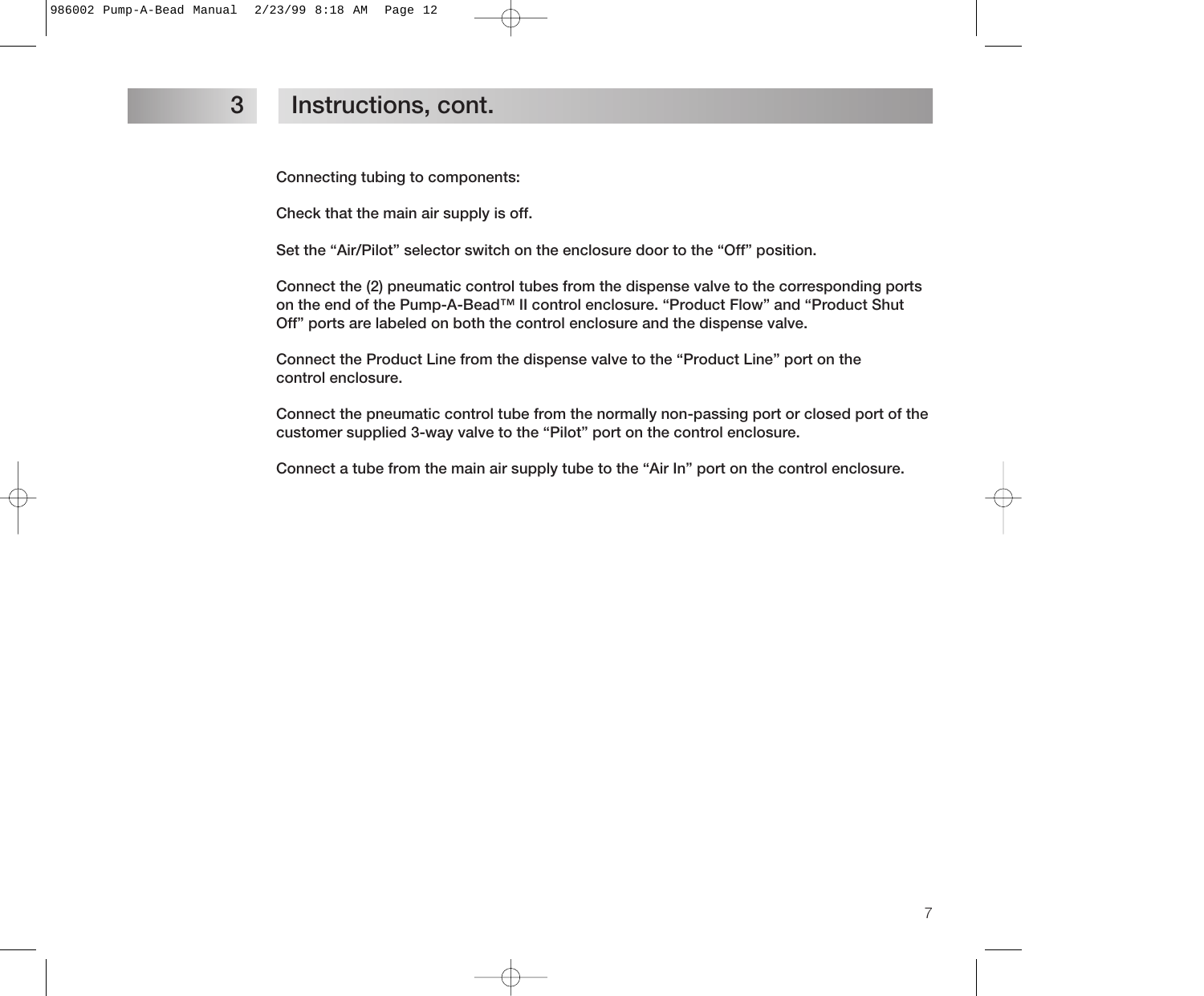## 3 Instructions, cont.

**Connecting tubing to components:**

Check that the main air supply is off.

Set the “Air/Pilot” selector switch on the enclosure door to the “Off” position.

Connect the (2) pneumatic control tubes from the dispense valve to the corresponding ports on the end of the Pump-A-Bead™ II control enclosure. “Product Flow” and “Product Shut Off” ports are labeled on both the control enclosure and the dispense valve.

Connect the Product Line from the dispense valve to the “Product Line” port on the control enclosure.

Connect the pneumatic control tube from the normally non-passing port or closed port of the customer supplied 3-way valve to the “Pilot” port on the control enclosure.

Connect a tube from the main air supply tube to the “Air In” port on the control enclosure.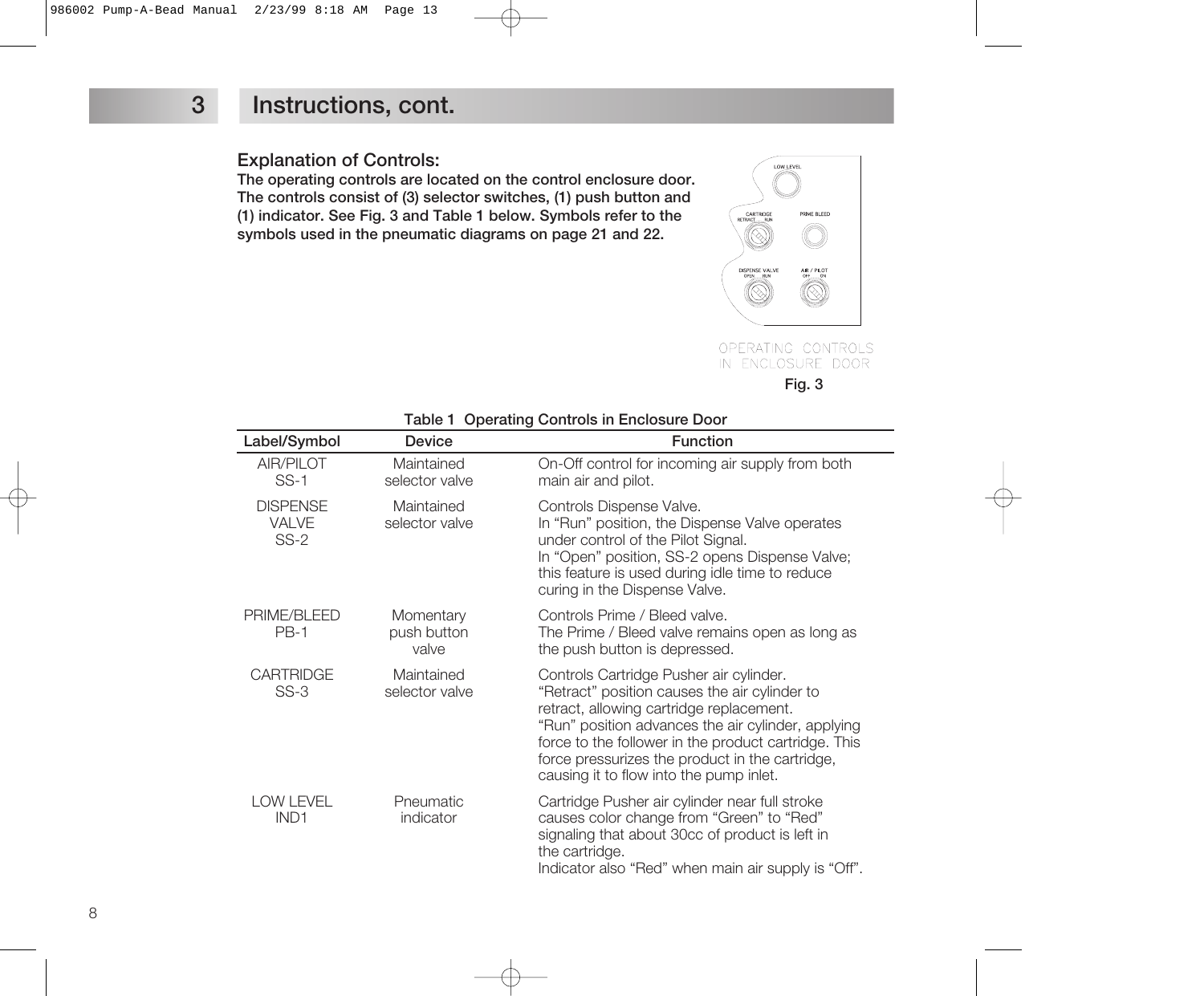## 3 Instructions, cont.

### Explanation of Controls:

**The operating controls are located on the control enclosure door. The controls consist of (3) selector switches, (1) push button and (1) indicator. See Fig. 3 and Table 1 below. Symbols refer to the symbols used in the pneumatic diagrams on page 21 and 22.**

LOW LEVEL

CARTRIDGE RETRACT RUN

PRIME BLEED

DISPENSE VALVE OPEN RUN

AIR / PILOT OFF ON

OPERATING CONTROLS IN ENCLOSURE DOOR

**Fig. 3**

**Table 1 Operating Controls in Enclosure Door**

| Label/Symbol | Device | Function |
|---|---|---|
| AIR/PILOT SS-1 | Maintained selector valve | On-Off control for incoming air supply from both main air and pilot. |
| DISPENSE VALVE SS-2 | Maintained selector valve | Controls Dispense Valve.<br>In “Run” position, the Dispense Valve operates under control of the Pilot Signal.<br>In “Open” position, SS-2 opens Dispense Valve; this feature is used during idle time to reduce curing in the Dispense Valve. |
| PRIME/BLEED PB-1 | Momentary push button valve | Controls Prime / Bleed valve.<br>The Prime / Bleed valve remains open as long as the push button is depressed. |
| CARTRIDGE SS-3 | Maintained selector valve | Controls Cartridge Pusher air cylinder.<br>“Retract” position causes the air cylinder to retract, allowing cartridge replacement.<br>“Run” position advances the air cylinder, applying force to the follower in the product cartridge. This force pressurizes the product in the cartridge, causing it to flow into the pump inlet. |
| LOW LEVEL IND1 | Pneumatic indicator | Cartridge Pusher air cylinder near full stroke causes color change from “Green” to “Red” signaling that about 30cc of product is left in the cartridge.<br>Indicator also “Red” when main air supply is “Off”. |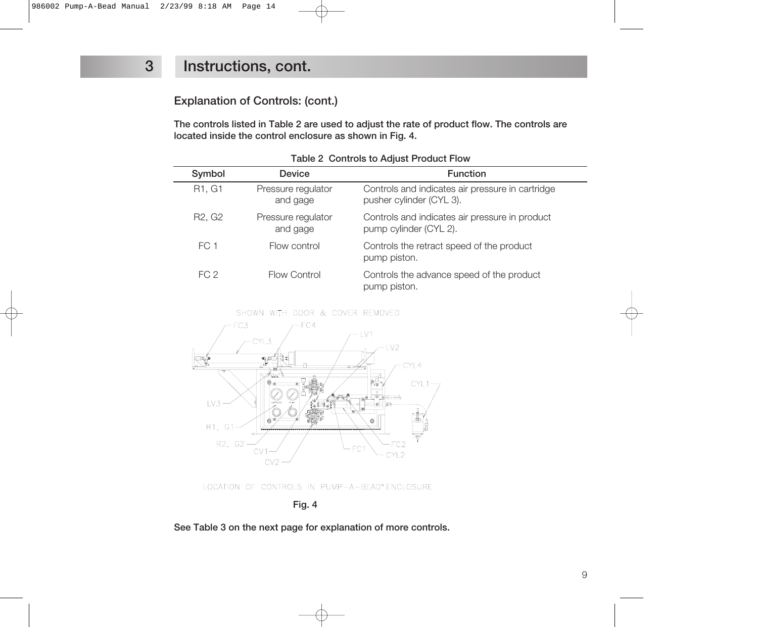## 3 Instructions, cont.

### Explanation of Controls: (cont.)

**The controls listed in Table 2 are used to adjust the rate of product flow. The controls are located inside the control enclosure as shown in Fig. 4.**

**Table 2 Controls to Adjust Product Flow**

| Symbol | Device | Function |
|---|---|---|
| R1, G1 | Pressure regulator and gage | Controls and indicates air pressure in cartridge pusher cylinder (CYL 3). |
| R2, G2 | Pressure regulator and gage | Controls and indicates air pressure in product pump cylinder (CYL 2). |
| FC 1 | Flow control | Controls the retract speed of the product pump piston. |
| FC 2 | Flow Control | Controls the advance speed of the product pump piston. |

SHOWN WITH DOOR & COVER REMOVED

FC3, FC4, CYL3, LV1, LV2, CYL4, CYL1, LV3, R1, G1, R2, G2, CV1, CV2, FC1, FC2, CYL2

LOCATION OF CONTROLS IN PUMP-A-BEAD™ ENCLOSURE

**Fig. 4**

**See Table 3 on the next page for explanation of more controls.**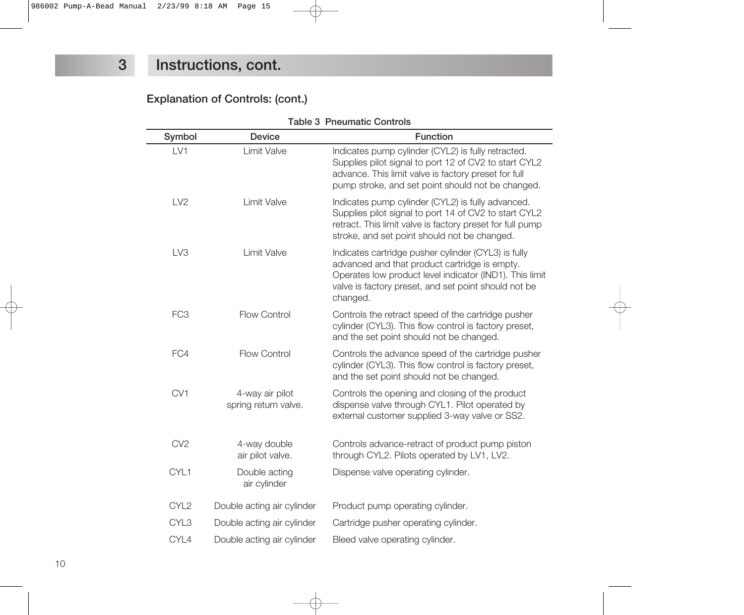# 3 Instructions, cont.

## Explanation of Controls: (cont.)

**Table 3 Pneumatic Controls**

| Symbol | Device | Function |
|---|---|---|
| LV1 | Limit Valve | Indicates pump cylinder (CYL2) is fully retracted. Supplies pilot signal to port 12 of CV2 to start CYL2 advance. This limit valve is factory preset for full pump stroke, and set point should not be changed. |
| LV2 | Limit Valve | Indicates pump cylinder (CYL2) is fully advanced. Supplies pilot signal to port 14 of CV2 to start CYL2 retract. This limit valve is factory preset for full pump stroke, and set point should not be changed. |
| LV3 | Limit Valve | Indicates cartridge pusher cylinder (CYL3) is fully advanced and that product cartridge is empty. Operates low product level indicator (IND1). This limit valve is factory preset, and set point should not be changed. |
| FC3 | Flow Control | Controls the retract speed of the cartridge pusher cylinder (CYL3). This flow control is factory preset, and the set point should not be changed. |
| FC4 | Flow Control | Controls the advance speed of the cartridge pusher cylinder (CYL3). This flow control is factory preset, and the set point should not be changed. |
| CV1 | 4-way air pilot spring return valve. | Controls the opening and closing of the product dispense valve through CYL1. Pilot operated by external customer supplied 3-way valve or SS2. |
| CV2 | 4-way double air pilot valve. | Controls advance-retract of product pump piston through CYL2. Pilots operated by LV1, LV2. |
| CYL1 | Double acting air cylinder | Dispense valve operating cylinder. |
| CYL2 | Double acting air cylinder | Product pump operating cylinder. |
| CYL3 | Double acting air cylinder | Cartridge pusher operating cylinder. |
| CYL4 | Double acting air cylinder | Bleed valve operating cylinder. |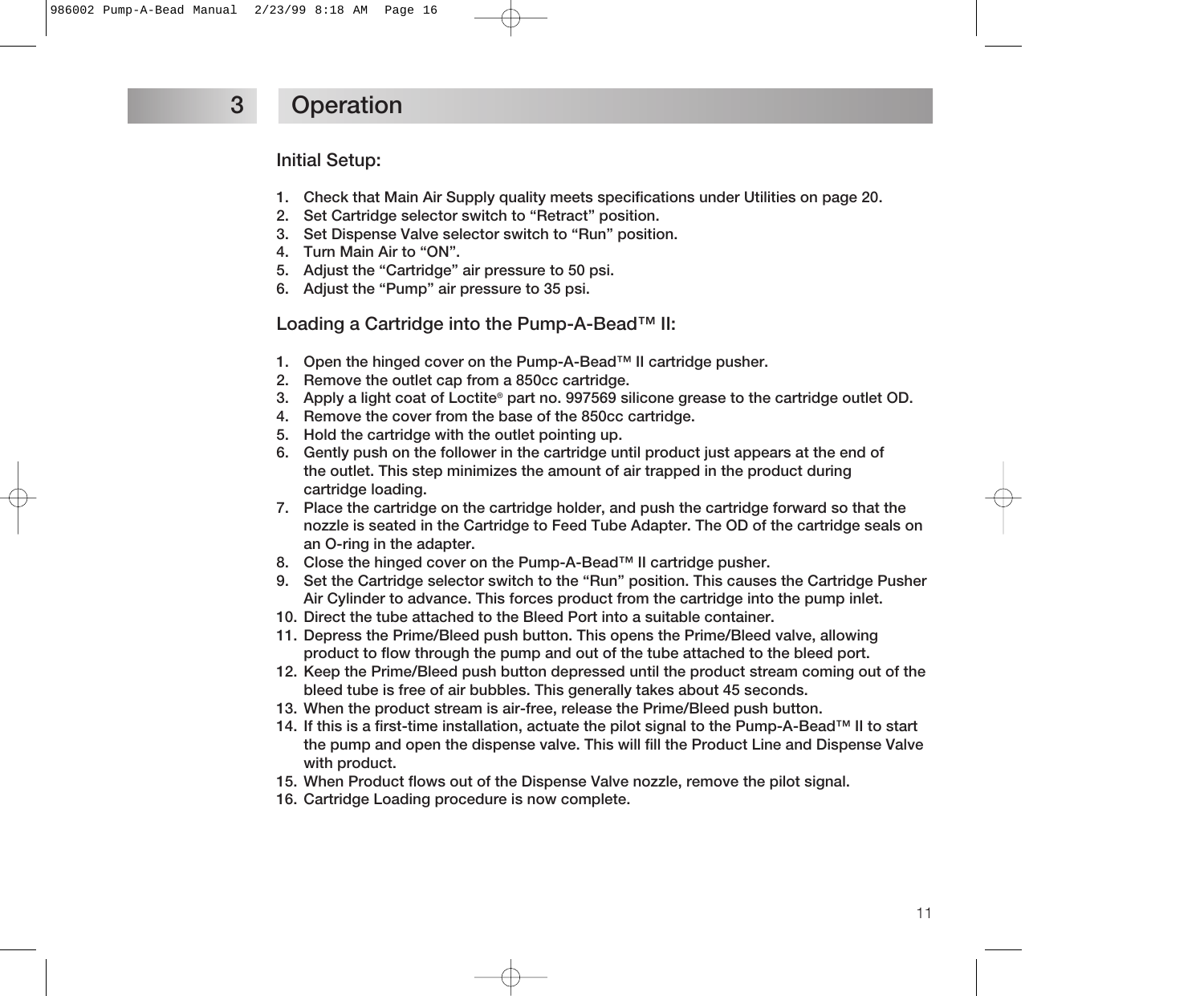# 3 Operation

## Initial Setup:

1. Check that Main Air Supply quality meets specifications under Utilities on page 20.
2. Set Cartridge selector switch to “Retract” position.
3. Set Dispense Valve selector switch to “Run” position.
4. Turn Main Air to “ON”.
5. Adjust the “Cartridge” air pressure to 50 psi.
6. Adjust the “Pump” air pressure to 35 psi.

## Loading a Cartridge into the Pump-A-Bead™ II:

1. Open the hinged cover on the Pump-A-Bead™ II cartridge pusher.
2. Remove the outlet cap from a 850cc cartridge.
3. Apply a light coat of Loctite® part no. 997569 silicone grease to the cartridge outlet OD.
4. Remove the cover from the base of the 850cc cartridge.
5. Hold the cartridge with the outlet pointing up.
6. Gently push on the follower in the cartridge until product just appears at the end of the outlet. This step minimizes the amount of air trapped in the product during cartridge loading.
7. Place the cartridge on the cartridge holder, and push the cartridge forward so that the nozzle is seated in the Cartridge to Feed Tube Adapter. The OD of the cartridge seals on an O-ring in the adapter.
8. Close the hinged cover on the Pump-A-Bead™ II cartridge pusher.
9. Set the Cartridge selector switch to the “Run” position. This causes the Cartridge Pusher Air Cylinder to advance. This forces product from the cartridge into the pump inlet.
10. Direct the tube attached to the Bleed Port into a suitable container.
11. Depress the Prime/Bleed push button. This opens the Prime/Bleed valve, allowing product to flow through the pump and out of the tube attached to the bleed port.
12. Keep the Prime/Bleed push button depressed until the product stream coming out of the bleed tube is free of air bubbles. This generally takes about 45 seconds.
13. When the product stream is air-free, release the Prime/Bleed push button.
14. If this is a first-time installation, actuate the pilot signal to the Pump-A-Bead™ II to start the pump and open the dispense valve. This will fill the Product Line and Dispense Valve with product.
15. When Product flows out of the Dispense Valve nozzle, remove the pilot signal.
16. Cartridge Loading procedure is now complete.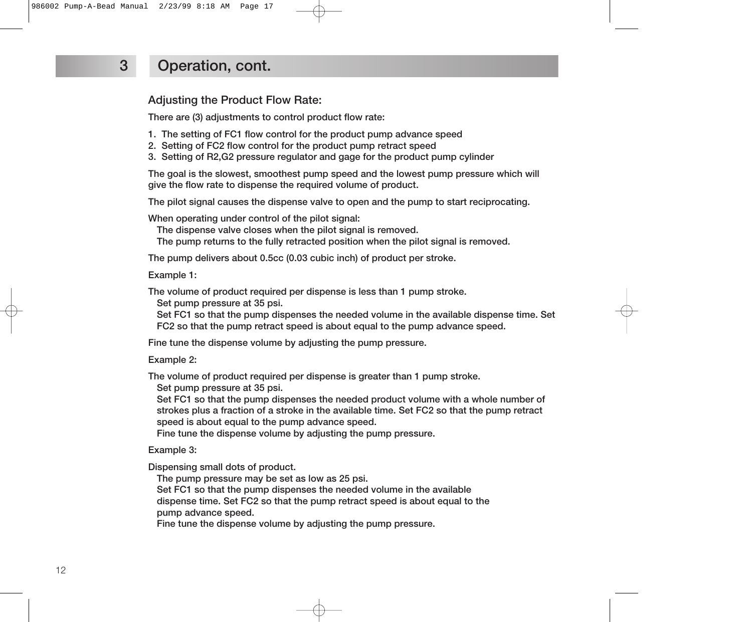# 3 Operation, cont.

## Adjusting the Product Flow Rate:

There are (3) adjustments to control product flow rate:

1. The setting of FC1 flow control for the product pump advance speed
2. Setting of FC2 flow control for the product pump retract speed
3. Setting of R2,G2 pressure regulator and gage for the product pump cylinder

The goal is the slowest, smoothest pump speed and the lowest pump pressure which will give the flow rate to dispense the required volume of product.

The pilot signal causes the dispense valve to open and the pump to start reciprocating.

When operating under control of the pilot signal:
The dispense valve closes when the pilot signal is removed.
The pump returns to the fully retracted position when the pilot signal is removed.

The pump delivers about 0.5cc (0.03 cubic inch) of product per stroke.

Example 1:

The volume of product required per dispense is less than 1 pump stroke.
Set pump pressure at 35 psi.
Set FC1 so that the pump dispenses the needed volume in the available dispense time. Set FC2 so that the pump retract speed is about equal to the pump advance speed.

Fine tune the dispense volume by adjusting the pump pressure.

Example 2:

The volume of product required per dispense is greater than 1 pump stroke.
Set pump pressure at 35 psi.
Set FC1 so that the pump dispenses the needed product volume with a whole number of strokes plus a fraction of a stroke in the available time. Set FC2 so that the pump retract speed is about equal to the pump advance speed.
Fine tune the dispense volume by adjusting the pump pressure.

Example 3:

Dispensing small dots of product.
The pump pressure may be set as low as 25 psi.
Set FC1 so that the pump dispenses the needed volume in the available dispense time. Set FC2 so that the pump retract speed is about equal to the pump advance speed.
Fine tune the dispense volume by adjusting the pump pressure.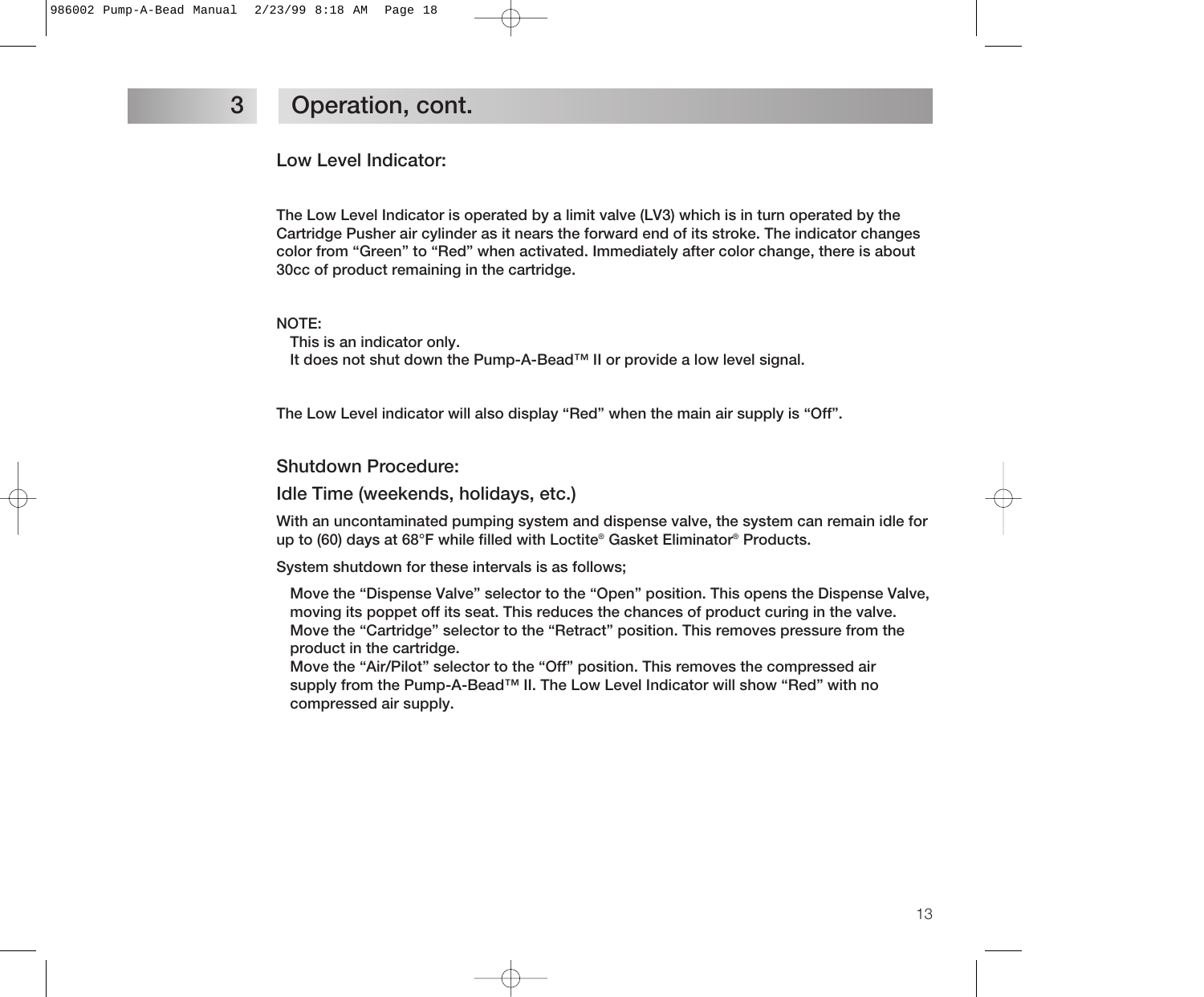## 3 Operation, cont.

### Low Level Indicator:

The Low Level Indicator is operated by a limit valve (LV3) which is in turn operated by the Cartridge Pusher air cylinder as it nears the forward end of its stroke. The indicator changes color from “Green” to “Red” when activated. Immediately after color change, there is about 30cc of product remaining in the cartridge.

NOTE:
This is an indicator only.
It does not shut down the Pump-A-Bead™ II or provide a low level signal.

The Low Level indicator will also display “Red” when the main air supply is “Off”.

### Shutdown Procedure:

### Idle Time (weekends, holidays, etc.)

With an uncontaminated pumping system and dispense valve, the system can remain idle for up to (60) days at 68°F while filled with Loctite® Gasket Eliminator® Products.

System shutdown for these intervals is as follows;

Move the “Dispense Valve” selector to the “Open” position. This opens the Dispense Valve, moving its poppet off its seat. This reduces the chances of product curing in the valve.
Move the “Cartridge” selector to the “Retract” position. This removes pressure from the product in the cartridge.
Move the “Air/Pilot” selector to the “Off” position. This removes the compressed air supply from the Pump-A-Bead™ II. The Low Level Indicator will show “Red” with no compressed air supply.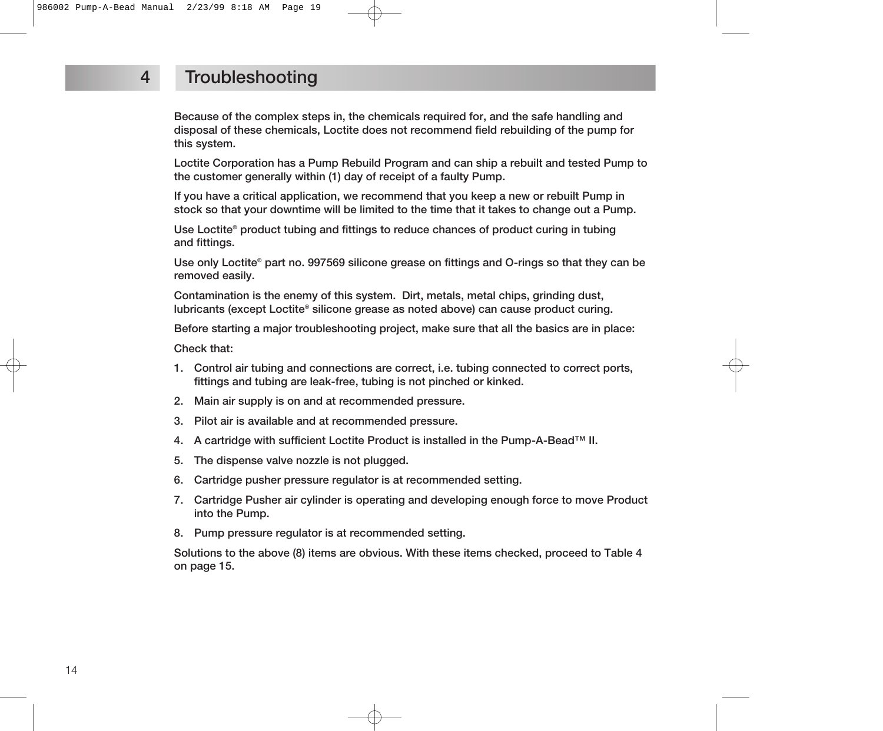# 4 Troubleshooting

Because of the complex steps in, the chemicals required for, and the safe handling and disposal of these chemicals, Loctite does not recommend field rebuilding of the pump for this system.

Loctite Corporation has a Pump Rebuild Program and can ship a rebuilt and tested Pump to the customer generally within (1) day of receipt of a faulty Pump.

If you have a critical application, we recommend that you keep a new or rebuilt Pump in stock so that your downtime will be limited to the time that it takes to change out a Pump.

Use Loctite® product tubing and fittings to reduce chances of product curing in tubing and fittings.

Use only Loctite® part no. 997569 silicone grease on fittings and O-rings so that they can be removed easily.

Contamination is the enemy of this system. Dirt, metals, metal chips, grinding dust, lubricants (except Loctite® silicone grease as noted above) can cause product curing.

Before starting a major troubleshooting project, make sure that all the basics are in place:

Check that:

1. Control air tubing and connections are correct, i.e. tubing connected to correct ports, fittings and tubing are leak-free, tubing is not pinched or kinked.
2. Main air supply is on and at recommended pressure.
3. Pilot air is available and at recommended pressure.
4. A cartridge with sufficient Loctite Product is installed in the Pump-A-Bead™ II.
5. The dispense valve nozzle is not plugged.
6. Cartridge pusher pressure regulator is at recommended setting.
7. Cartridge Pusher air cylinder is operating and developing enough force to move Product into the Pump.
8. Pump pressure regulator is at recommended setting.

Solutions to the above (8) items are obvious. With these items checked, proceed to Table 4 on page 15.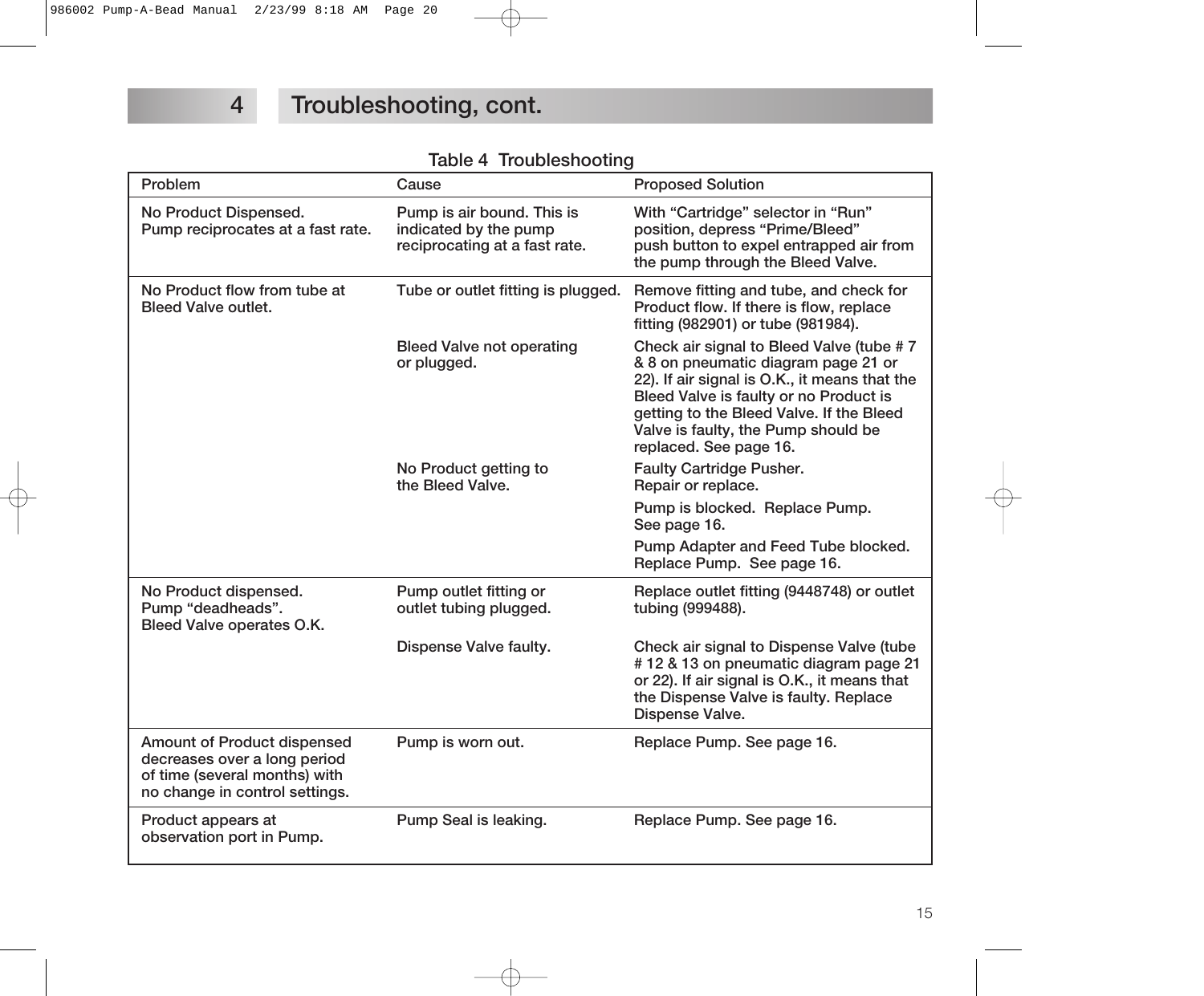# 4 Troubleshooting, cont.

Table 4 Troubleshooting

| Problem | Cause | Proposed Solution |
|---|---|---|
| No Product Dispensed. Pump reciprocates at a fast rate. | Pump is air bound. This is indicated by the pump reciprocating at a fast rate. | With “Cartridge” selector in “Run” position, depress “Prime/Bleed” push button to expel entrapped air from the pump through the Bleed Valve. |
| No Product flow from tube at Bleed Valve outlet. | Tube or outlet fitting is plugged. | Remove fitting and tube, and check for Product flow. If there is flow, replace fitting (982901) or tube (981984). |
| | Bleed Valve not operating or plugged. | Check air signal to Bleed Valve (tube # 7 & 8 on pneumatic diagram page 21 or 22). If air signal is O.K., it means that the Bleed Valve is faulty or no Product is getting to the Bleed Valve. If the Bleed Valve is faulty, the Pump should be replaced. See page 16. |
| | No Product getting to the Bleed Valve. | Faulty Cartridge Pusher. Repair or replace. |
| | | Pump is blocked. Replace Pump. See page 16. |
| | | Pump Adapter and Feed Tube blocked. Replace Pump. See page 16. |
| No Product dispensed. Pump “deadheads”. Bleed Valve operates O.K. | Pump outlet fitting or outlet tubing plugged. | Replace outlet fitting (9448748) or outlet tubing (999488). |
| | Dispense Valve faulty. | Check air signal to Dispense Valve (tube # 12 & 13 on pneumatic diagram page 21 or 22). If air signal is O.K., it means that the Dispense Valve is faulty. Replace Dispense Valve. |
| Amount of Product dispensed decreases over a long period of time (several months) with no change in control settings. | Pump is worn out. | Replace Pump. See page 16. |
| Product appears at observation port in Pump. | Pump Seal is leaking. | Replace Pump. See page 16. |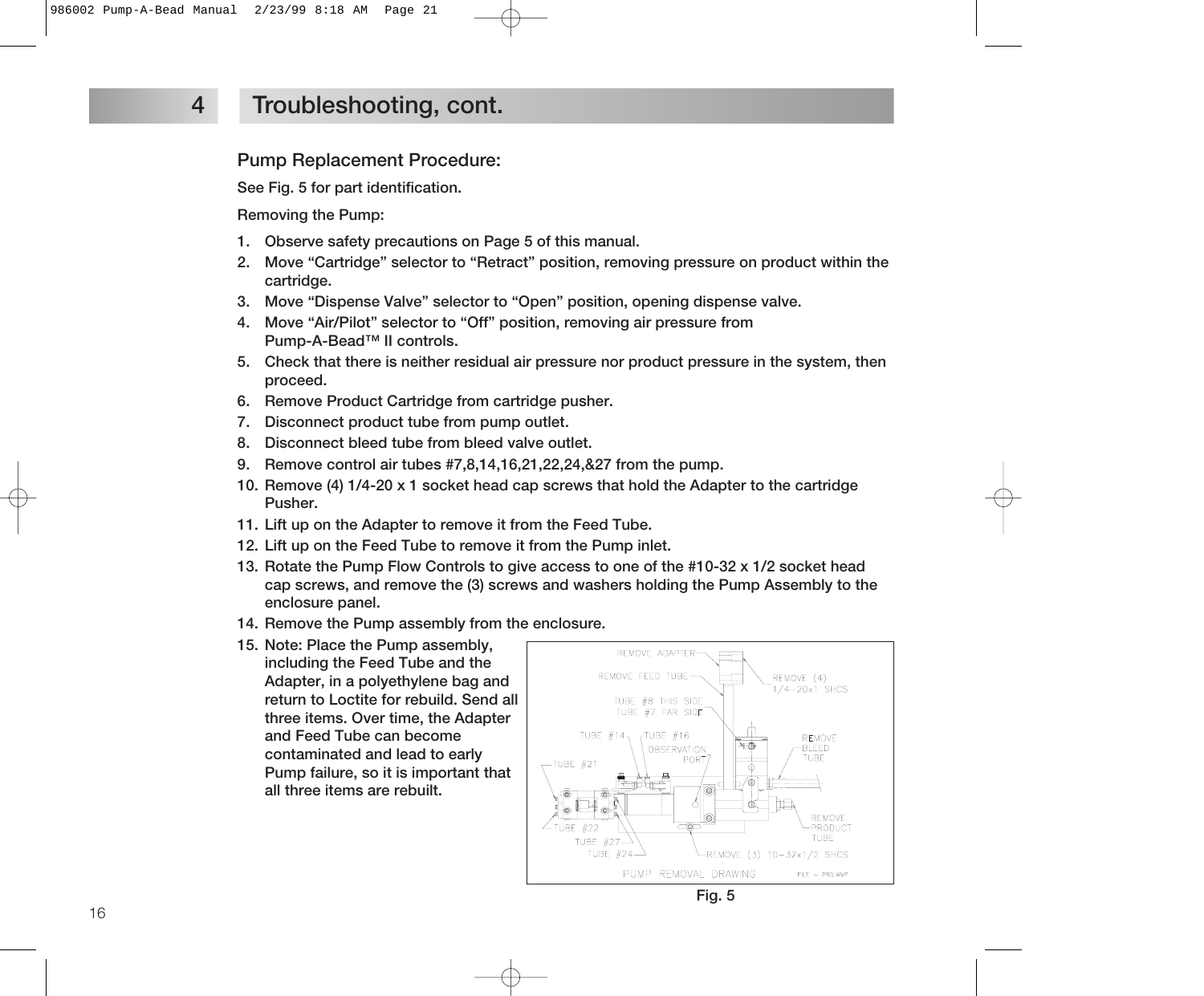## 4 Troubleshooting, cont.

### Pump Replacement Procedure:

See Fig. 5 for part identification.

Removing the Pump:

1. Observe safety precautions on Page 5 of this manual.
2. Move “Cartridge” selector to “Retract” position, removing pressure on product within the cartridge.
3. Move “Dispense Valve” selector to “Open” position, opening dispense valve.
4. Move “Air/Pilot” selector to “Off” position, removing air pressure from Pump-A-Bead™ II controls.
5. Check that there is neither residual air pressure nor product pressure in the system, then proceed.
6. Remove Product Cartridge from cartridge pusher.
7. Disconnect product tube from pump outlet.
8. Disconnect bleed tube from bleed valve outlet.
9. Remove control air tubes #7,8,14,16,21,22,24,&27 from the pump.
10. Remove (4) 1/4-20 x 1 socket head cap screws that hold the Adapter to the cartridge Pusher.
11. Lift up on the Adapter to remove it from the Feed Tube.
12. Lift up on the Feed Tube to remove it from the Pump inlet.
13. Rotate the Pump Flow Controls to give access to one of the #10-32 x 1/2 socket head cap screws, and remove the (3) screws and washers holding the Pump Assembly to the enclosure panel.
14. Remove the Pump assembly from the enclosure.
15. Note: Place the Pump assembly, including the Feed Tube and the Adapter, in a polyethylene bag and return to Loctite for rebuild. Send all three items. Over time, the Adapter and Feed Tube can become contaminated and lead to early Pump failure, so it is important that all three items are rebuilt.

REMOVE ADAPTER — REMOVE FEED TUBE — REMOVE (4) 1/4-20x1 SHCS — TUBE #8 THIS SIDE, TUBE #7 FAR SIDE — TUBE #14 — TUBE #16 — OBSERVATION PORT — REMOVE BLEED TUBE — TUBE #21 — TUBE #22 — TUBE #27 — TUBE #24 — REMOVE (3) 10-32x1/2 SHCS — REMOVE PRODUCT TUBE

PUMP REMOVAL DRAWING

Fig. 5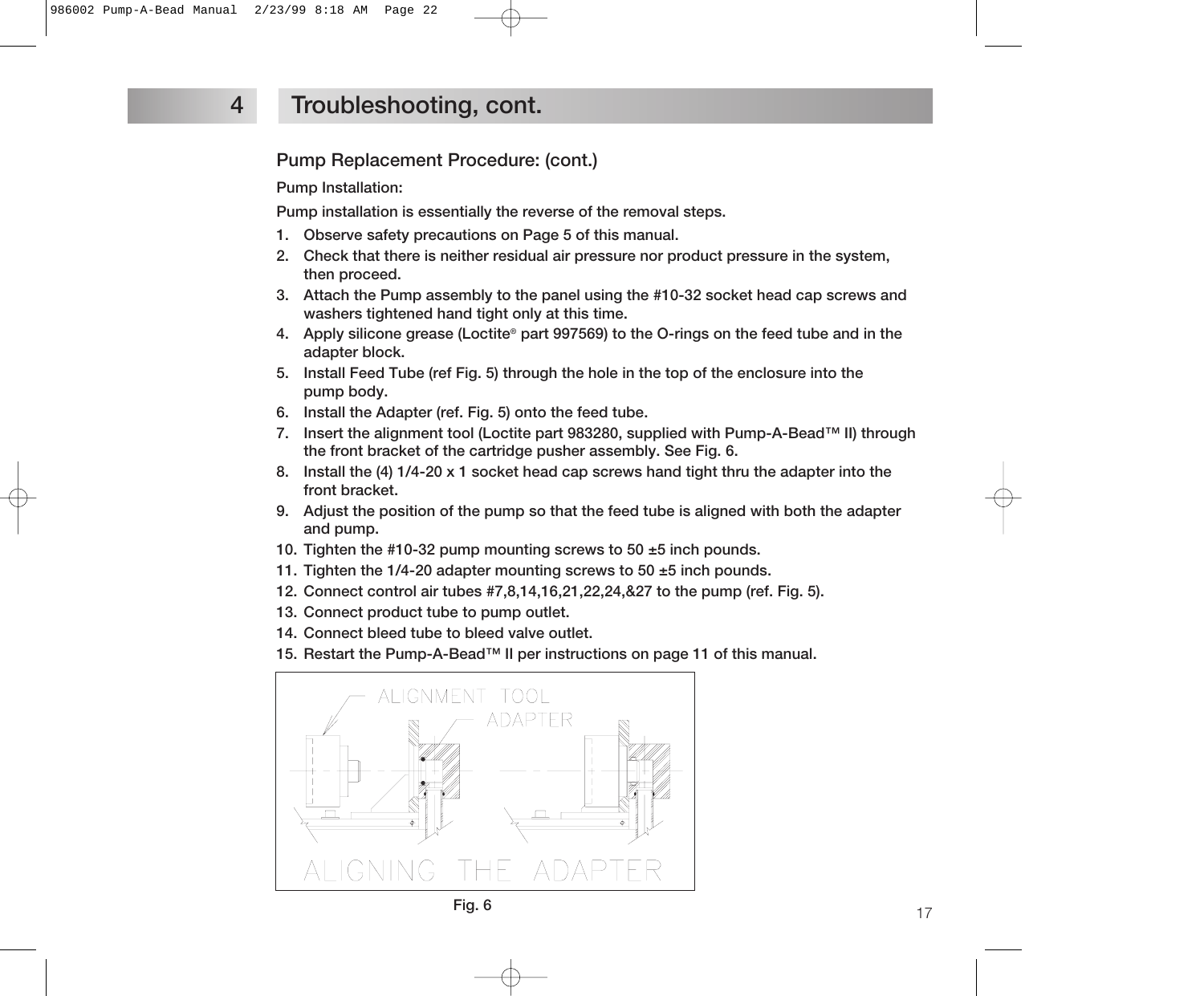## 4 Troubleshooting, cont.

### Pump Replacement Procedure: (cont.)

**Pump Installation:**

Pump installation is essentially the reverse of the removal steps.

1. Observe safety precautions on Page 5 of this manual.
2. Check that there is neither residual air pressure nor product pressure in the system, then proceed.
3. Attach the Pump assembly to the panel using the #10-32 socket head cap screws and washers tightened hand tight only at this time.
4. Apply silicone grease (Loctite® part 997569) to the O-rings on the feed tube and in the adapter block.
5. Install Feed Tube (ref Fig. 5) through the hole in the top of the enclosure into the pump body.
6. Install the Adapter (ref. Fig. 5) onto the feed tube.
7. Insert the alignment tool (Loctite part 983280, supplied with Pump-A-Bead™ II) through the front bracket of the cartridge pusher assembly. See Fig. 6.
8. Install the (4) 1/4-20 x 1 socket head cap screws hand tight thru the adapter into the front bracket.
9. Adjust the position of the pump so that the feed tube is aligned with both the adapter and pump.
10. Tighten the #10-32 pump mounting screws to 50 ±5 inch pounds.
11. Tighten the 1/4-20 adapter mounting screws to 50 ±5 inch pounds.
12. Connect control air tubes #7,8,14,16,21,22,24,&27 to the pump (ref. Fig. 5).
13. Connect product tube to pump outlet.
14. Connect bleed tube to bleed valve outlet.
15. Restart the Pump-A-Bead™ II per instructions on page 11 of this manual.

ALIGNMENT TOOL

ADAPTER

ALIGNING THE ADAPTER

Fig. 6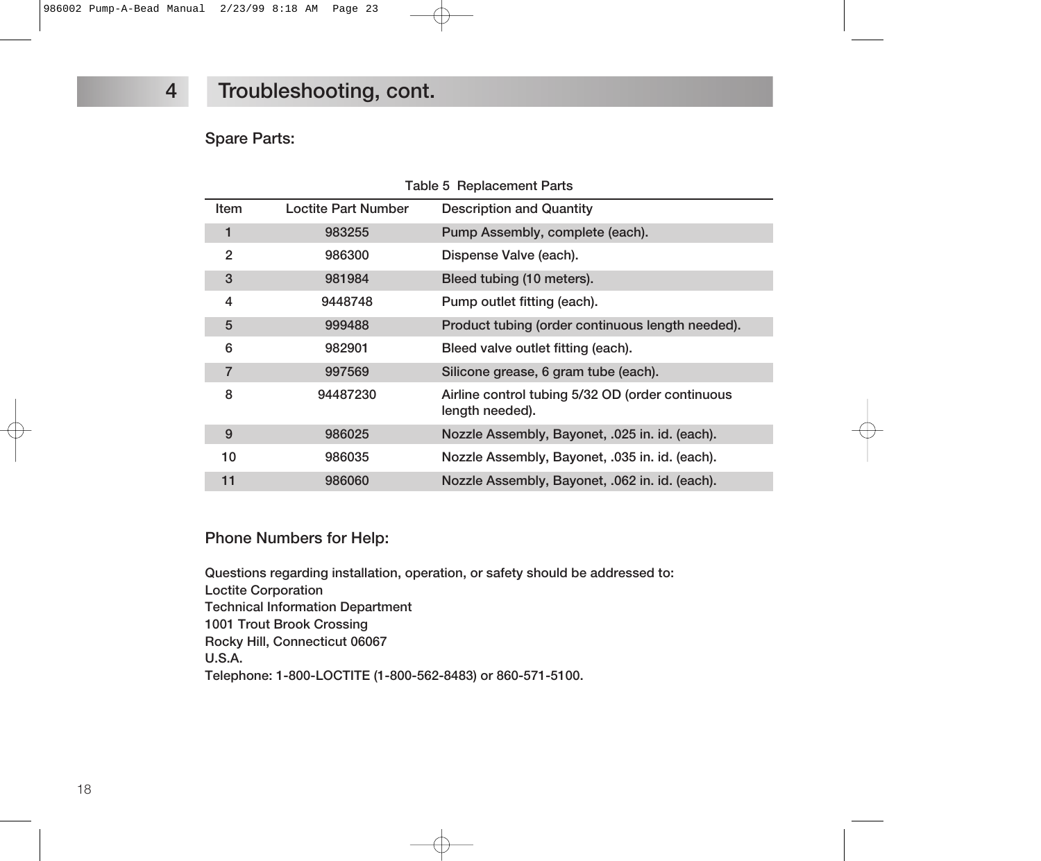## 4 Troubleshooting, cont.

### Spare Parts:

Table 5 Replacement Parts

| Item | Loctite Part Number | Description and Quantity |
|---|---|---|
| 1 | 983255 | Pump Assembly, complete (each). |
| 2 | 986300 | Dispense Valve (each). |
| 3 | 981984 | Bleed tubing (10 meters). |
| 4 | 9448748 | Pump outlet fitting (each). |
| 5 | 999488 | Product tubing (order continuous length needed). |
| 6 | 982901 | Bleed valve outlet fitting (each). |
| 7 | 997569 | Silicone grease, 6 gram tube (each). |
| 8 | 94487230 | Airline control tubing 5/32 OD (order continuous length needed). |
| 9 | 986025 | Nozzle Assembly, Bayonet, .025 in. id. (each). |
| 10 | 986035 | Nozzle Assembly, Bayonet, .035 in. id. (each). |
| 11 | 986060 | Nozzle Assembly, Bayonet, .062 in. id. (each). |

### Phone Numbers for Help:

Questions regarding installation, operation, or safety should be addressed to:
Loctite Corporation
Technical Information Department
1001 Trout Brook Crossing
Rocky Hill, Connecticut 06067
U.S.A.
Telephone: 1-800-LOCTITE (1-800-562-8483) or 860-571-5100.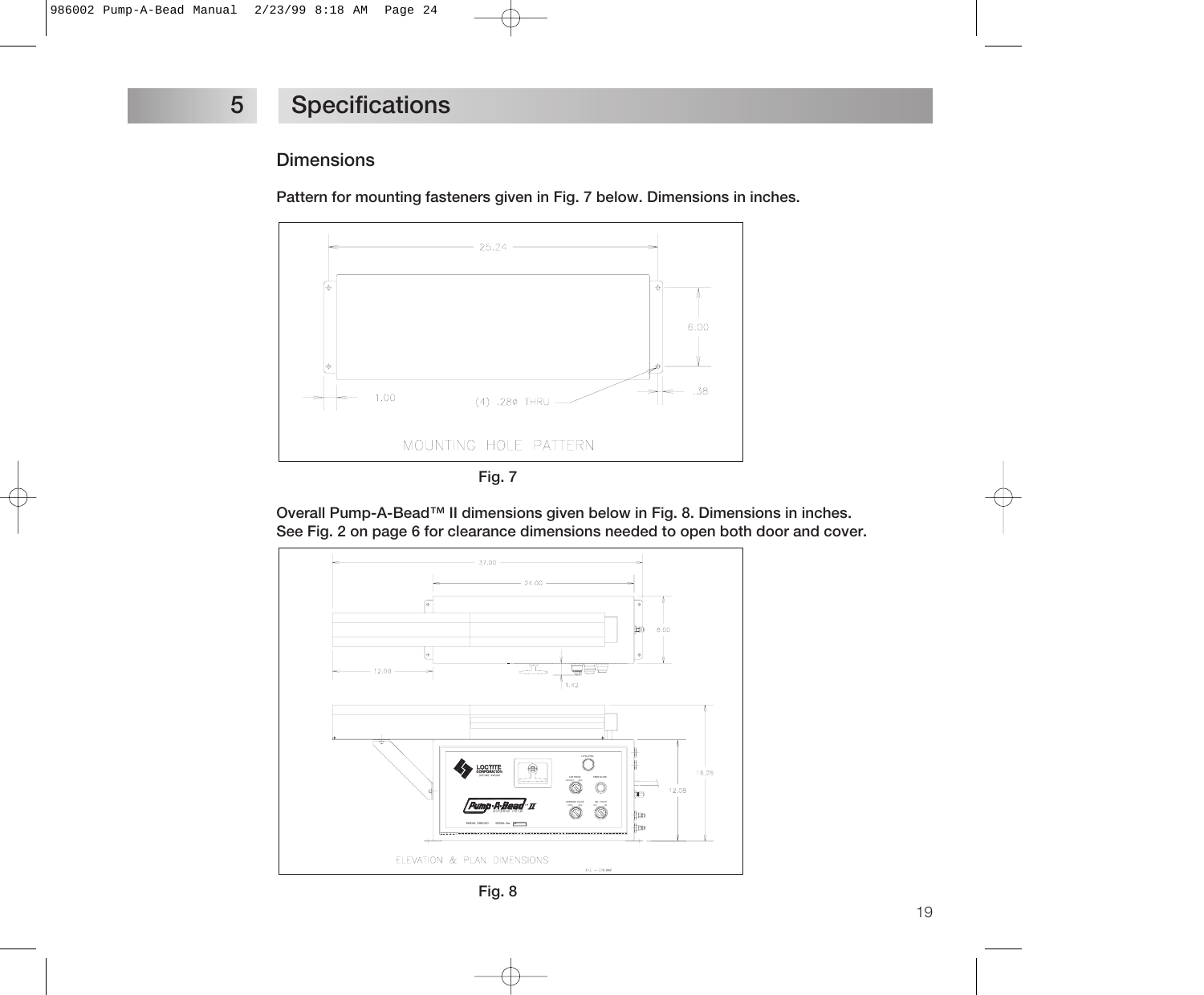# 5 Specifications

## Dimensions

**Pattern for mounting fasteners given in Fig. 7 below. Dimensions in inches.**

**Fig. 7**

**Overall Pump-A-Bead™ II dimensions given below in Fig. 8. Dimensions in inches. See Fig. 2 on page 6 for clearance dimensions needed to open both door and cover.**

**Fig. 8**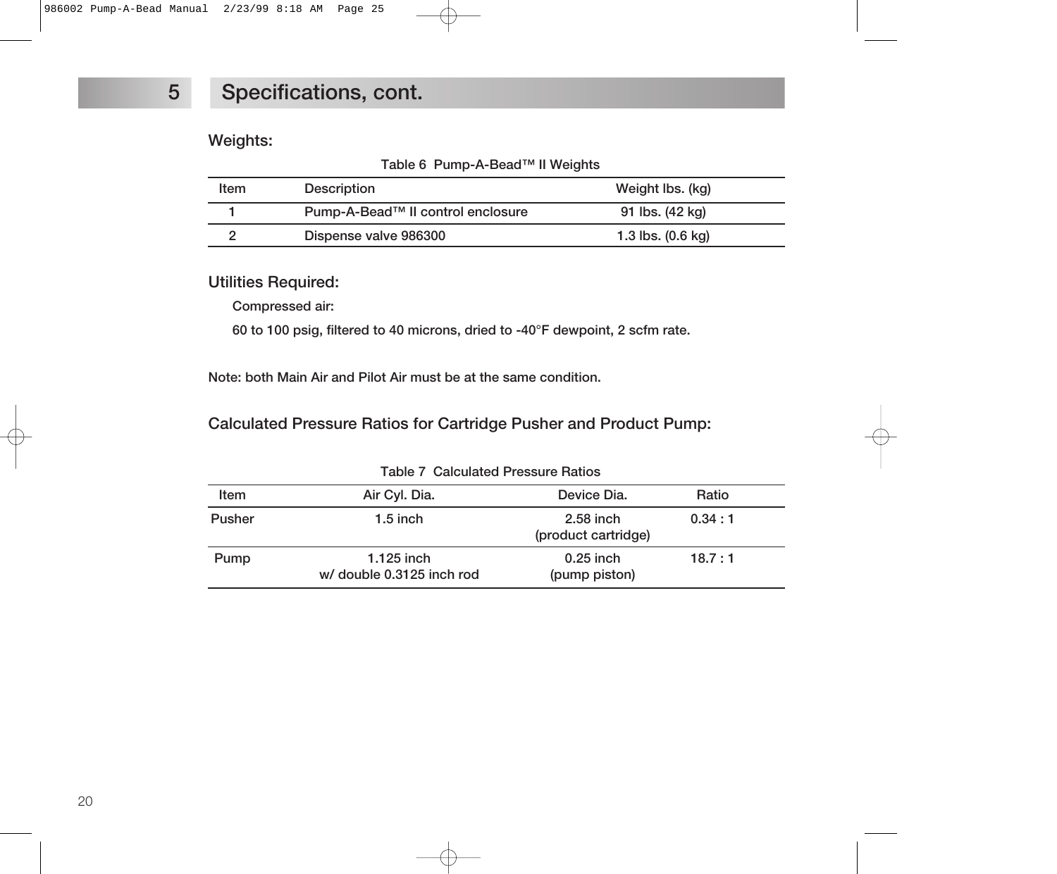## 5 Specifications, cont.

### Weights:

Table 6 Pump-A-Bead™ II Weights

| Item | Description | Weight lbs. (kg) |
|---|---|---|
| 1 | Pump-A-Bead™ II control enclosure | 91 lbs. (42 kg) |
| 2 | Dispense valve 986300 | 1.3 lbs. (0.6 kg) |

### Utilities Required:

Compressed air:

60 to 100 psig, filtered to 40 microns, dried to -40°F dewpoint, 2 scfm rate.

Note: both Main Air and Pilot Air must be at the same condition.

### Calculated Pressure Ratios for Cartridge Pusher and Product Pump:

Table 7 Calculated Pressure Ratios

| Item | Air Cyl. Dia. | Device Dia. | Ratio |
|---|---|---|---|
| Pusher | 1.5 inch | 2.58 inch (product cartridge) | 0.34 : 1 |
| Pump | 1.125 inch w/ double 0.3125 inch rod | 0.25 inch (pump piston) | 18.7 : 1 |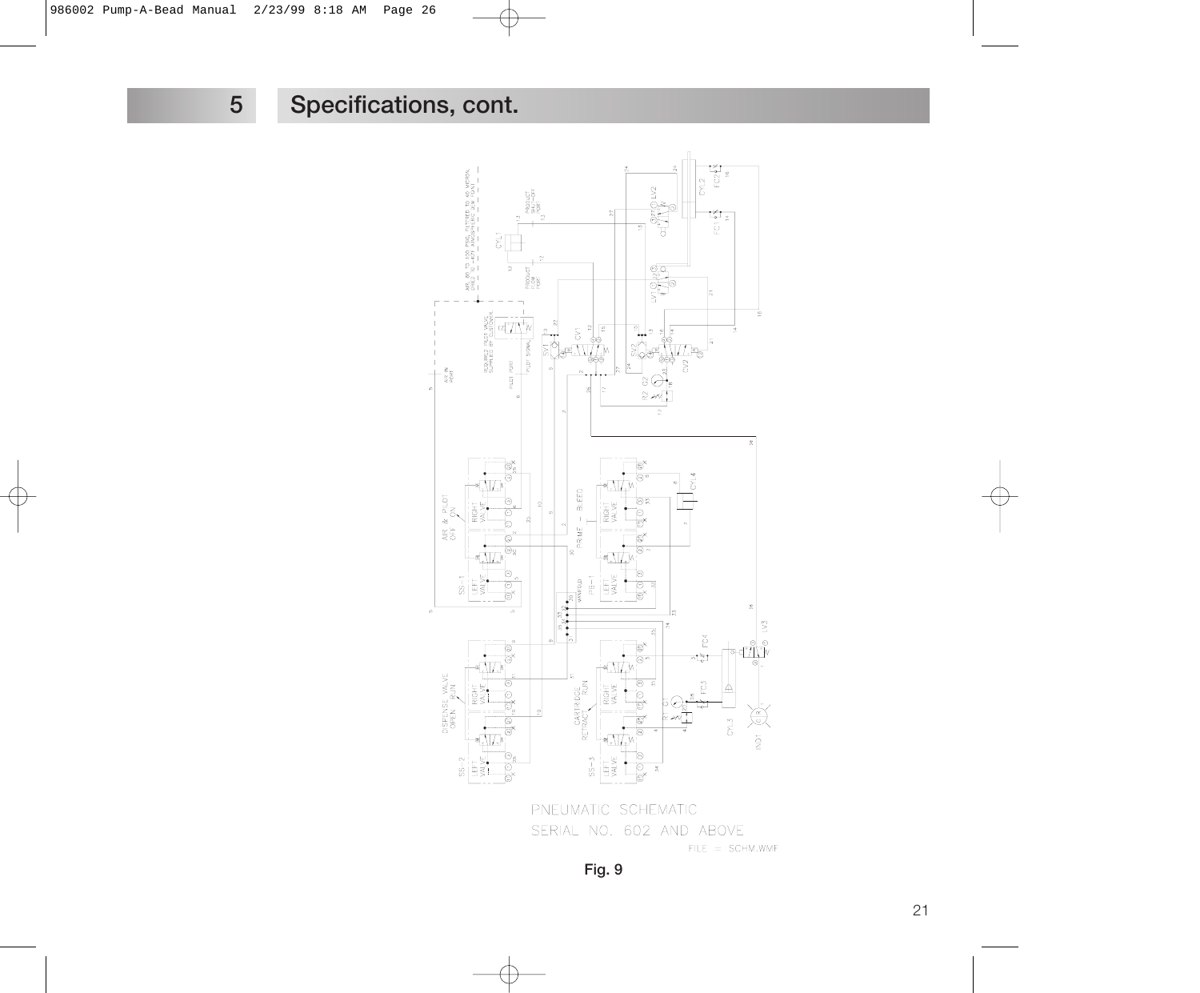# 5 Specifications, cont.

PNEUMATIC SCHEMATIC
SERIAL NO. 602 AND ABOVE
FILE = SCHM.WMF

Fig. 9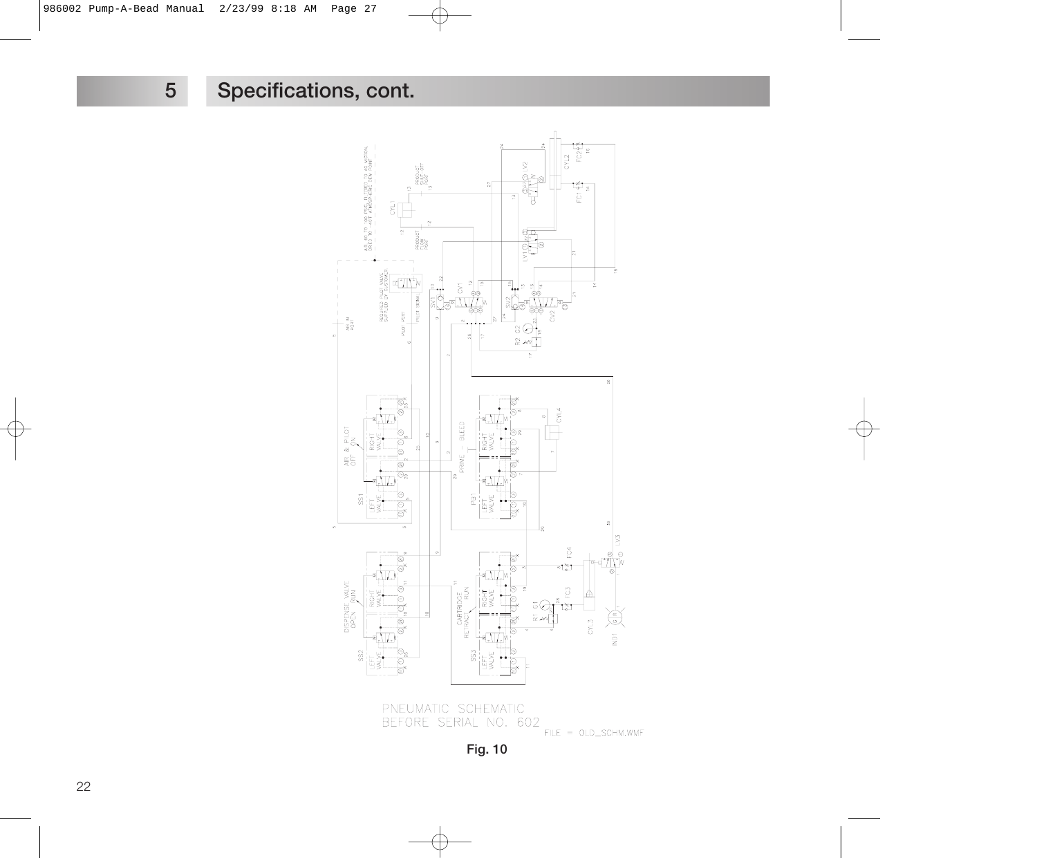# 5 Specifications, cont.

PNEUMATIC SCHEMATIC
BEFORE SERIAL NO. 602

FILE = OLD_SCHM.WMF

Fig. 10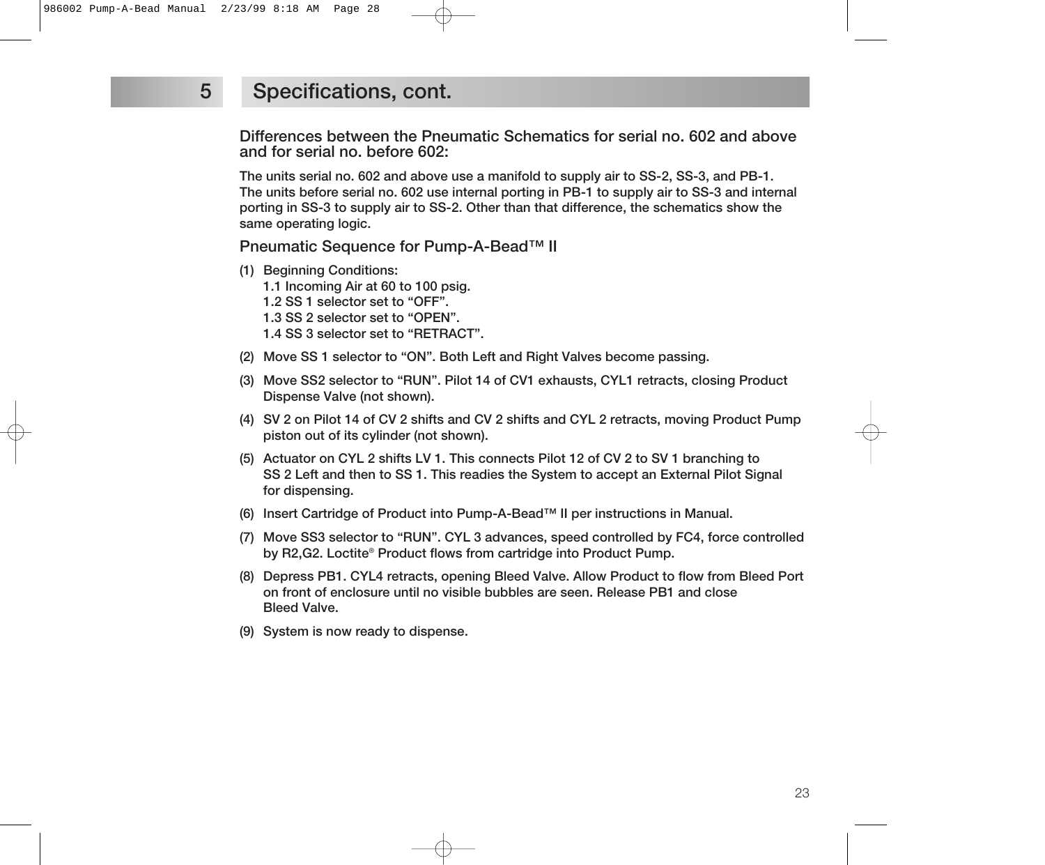## 5 Specifications, cont.

### Differences between the Pneumatic Schematics for serial no. 602 and above and for serial no. before 602:

The units serial no. 602 and above use a manifold to supply air to SS-2, SS-3, and PB-1. The units before serial no. 602 use internal porting in PB-1 to supply air to SS-3 and internal porting in SS-3 to supply air to SS-2. Other than that difference, the schematics show the same operating logic.

### Pneumatic Sequence for Pump-A-Bead™ II

(1) Beginning Conditions:
  1.1 Incoming Air at 60 to 100 psig.
  1.2 SS 1 selector set to “OFF”.
  1.3 SS 2 selector set to “OPEN”.
  1.4 SS 3 selector set to “RETRACT”.

(2) Move SS 1 selector to “ON”. Both Left and Right Valves become passing.

(3) Move SS2 selector to “RUN”. Pilot 14 of CV1 exhausts, CYL1 retracts, closing Product Dispense Valve (not shown).

(4) SV 2 on Pilot 14 of CV 2 shifts and CV 2 shifts and CYL 2 retracts, moving Product Pump piston out of its cylinder (not shown).

(5) Actuator on CYL 2 shifts LV 1. This connects Pilot 12 of CV 2 to SV 1 branching to SS 2 Left and then to SS 1. This readies the System to accept an External Pilot Signal for dispensing.

(6) Insert Cartridge of Product into Pump-A-Bead™ II per instructions in Manual.

(7) Move SS3 selector to “RUN”. CYL 3 advances, speed controlled by FC4, force controlled by R2,G2. Loctite® Product flows from cartridge into Product Pump.

(8) Depress PB1. CYL4 retracts, opening Bleed Valve. Allow Product to flow from Bleed Port on front of enclosure until no visible bubbles are seen. Release PB1 and close Bleed Valve.

(9) System is now ready to dispense.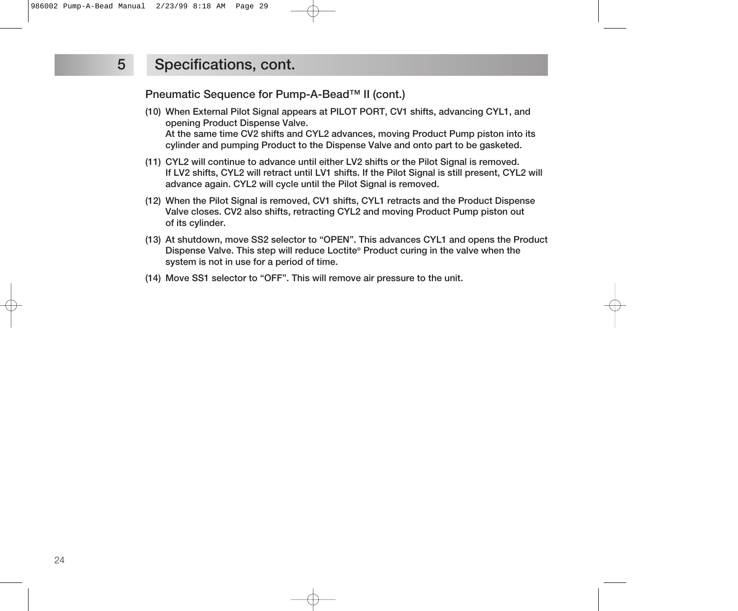## 5 Specifications, cont.

### Pneumatic Sequence for Pump-A-Bead™ II (cont.)

(10) When External Pilot Signal appears at PILOT PORT, CV1 shifts, advancing CYL1, and opening Product Dispense Valve.
At the same time CV2 shifts and CYL2 advances, moving Product Pump piston into its cylinder and pumping Product to the Dispense Valve and onto part to be gasketed.

(11) CYL2 will continue to advance until either LV2 shifts or the Pilot Signal is removed.
If LV2 shifts, CYL2 will retract until LV1 shifts. If the Pilot Signal is still present, CYL2 will advance again. CYL2 will cycle until the Pilot Signal is removed.

(12) When the Pilot Signal is removed, CV1 shifts, CYL1 retracts and the Product Dispense Valve closes. CV2 also shifts, retracting CYL2 and moving Product Pump piston out of its cylinder.

(13) At shutdown, move SS2 selector to “OPEN”. This advances CYL1 and opens the Product Dispense Valve. This step will reduce Loctite® Product curing in the valve when the system is not in use for a period of time.

(14) Move SS1 selector to “OFF”. This will remove air pressure to the unit.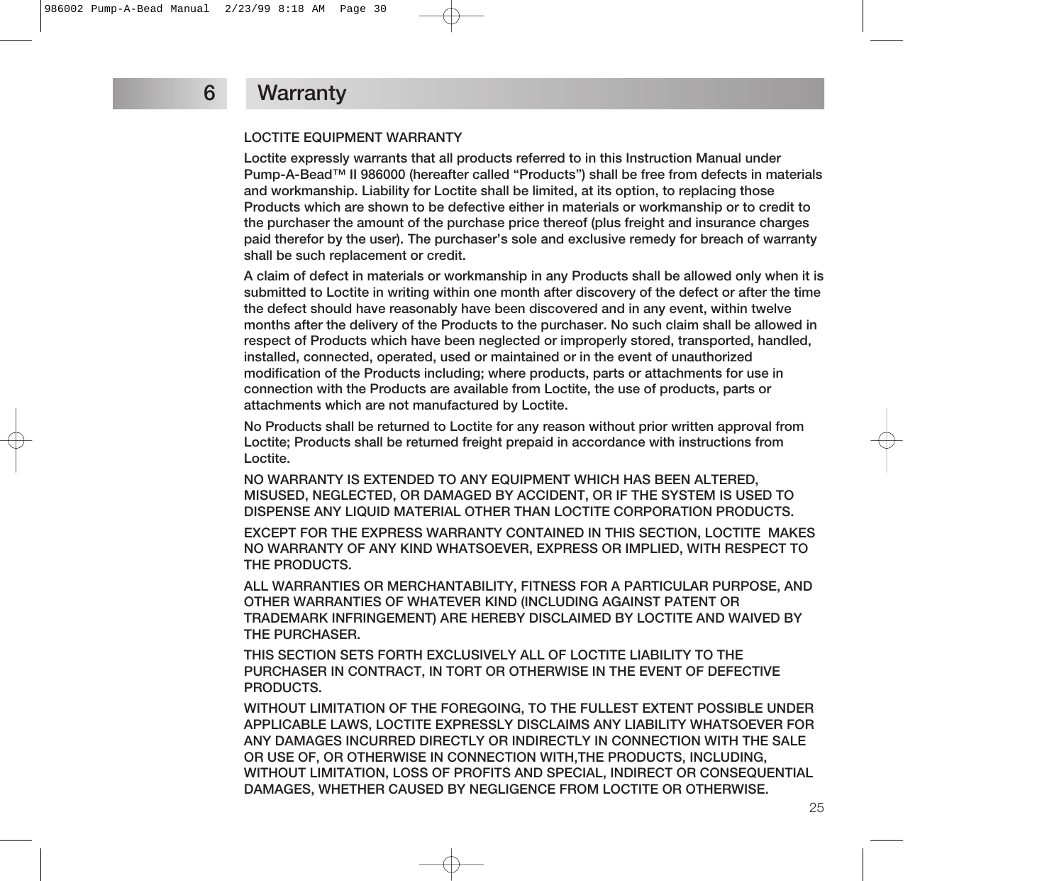# 6 Warranty

LOCTITE EQUIPMENT WARRANTY

Loctite expressly warrants that all products referred to in this Instruction Manual under Pump-A-Bead™ II 986000 (hereafter called “Products”) shall be free from defects in materials and workmanship. Liability for Loctite shall be limited, at its option, to replacing those Products which are shown to be defective either in materials or workmanship or to credit to the purchaser the amount of the purchase price thereof (plus freight and insurance charges paid therefor by the user). The purchaser’s sole and exclusive remedy for breach of warranty shall be such replacement or credit.

A claim of defect in materials or workmanship in any Products shall be allowed only when it is submitted to Loctite in writing within one month after discovery of the defect or after the time the defect should have reasonably have been discovered and in any event, within twelve months after the delivery of the Products to the purchaser. No such claim shall be allowed in respect of Products which have been neglected or improperly stored, transported, handled, installed, connected, operated, used or maintained or in the event of unauthorized modification of the Products including; where products, parts or attachments for use in connection with the Products are available from Loctite, the use of products, parts or attachments which are not manufactured by Loctite.

No Products shall be returned to Loctite for any reason without prior written approval from Loctite; Products shall be returned freight prepaid in accordance with instructions from Loctite.

NO WARRANTY IS EXTENDED TO ANY EQUIPMENT WHICH HAS BEEN ALTERED, MISUSED, NEGLECTED, OR DAMAGED BY ACCIDENT, OR IF THE SYSTEM IS USED TO DISPENSE ANY LIQUID MATERIAL OTHER THAN LOCTITE CORPORATION PRODUCTS.

EXCEPT FOR THE EXPRESS WARRANTY CONTAINED IN THIS SECTION, LOCTITE MAKES NO WARRANTY OF ANY KIND WHATSOEVER, EXPRESS OR IMPLIED, WITH RESPECT TO THE PRODUCTS.

ALL WARRANTIES OR MERCHANTABILITY, FITNESS FOR A PARTICULAR PURPOSE, AND OTHER WARRANTIES OF WHATEVER KIND (INCLUDING AGAINST PATENT OR TRADEMARK INFRINGEMENT) ARE HEREBY DISCLAIMED BY LOCTITE AND WAIVED BY THE PURCHASER.

THIS SECTION SETS FORTH EXCLUSIVELY ALL OF LOCTITE LIABILITY TO THE PURCHASER IN CONTRACT, IN TORT OR OTHERWISE IN THE EVENT OF DEFECTIVE PRODUCTS.

WITHOUT LIMITATION OF THE FOREGOING, TO THE FULLEST EXTENT POSSIBLE UNDER APPLICABLE LAWS, LOCTITE EXPRESSLY DISCLAIMS ANY LIABILITY WHATSOEVER FOR ANY DAMAGES INCURRED DIRECTLY OR INDIRECTLY IN CONNECTION WITH THE SALE OR USE OF, OR OTHERWISE IN CONNECTION WITH,THE PRODUCTS, INCLUDING, WITHOUT LIMITATION, LOSS OF PROFITS AND SPECIAL, INDIRECT OR CONSEQUENTIAL DAMAGES, WHETHER CAUSED BY NEGLIGENCE FROM LOCTITE OR OTHERWISE.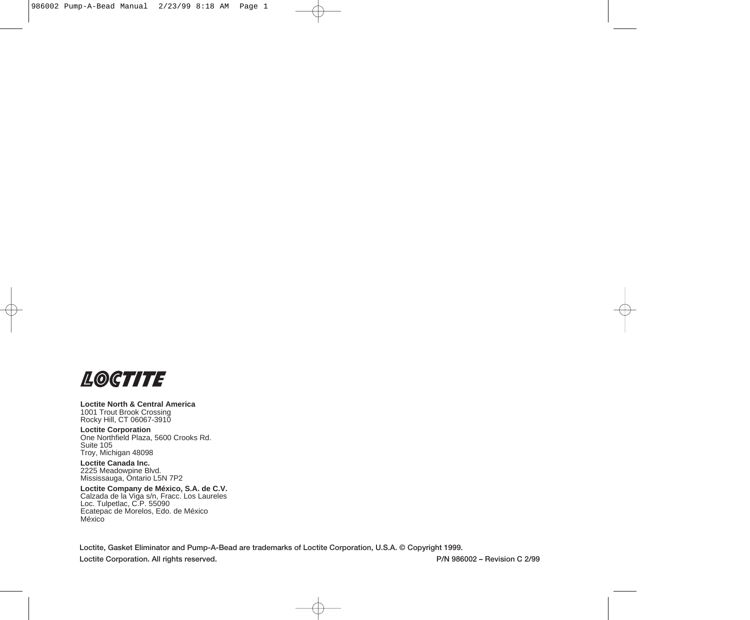LOCTITE

**Loctite North & Central America**
1001 Trout Brook Crossing
Rocky Hill, CT 06067-3910

**Loctite Corporation**
One Northfield Plaza, 5600 Crooks Rd.
Suite 105
Troy, Michigan 48098

**Loctite Canada Inc.**
2225 Meadowpine Blvd.
Mississauga, Ontario L5N 7P2

**Loctite Company de México, S.A. de C.V.**
Calzada de la Viga s/n, Fracc. Los Laureles
Loc. Tulpetlac, C.P. 55090
Ecatepec de Morelos, Edo. de México
México

**Loctite, Gasket Eliminator and Pump-A-Bead are trademarks of Loctite Corporation, U.S.A. © Copyright 1999. Loctite Corporation. All rights reserved.**

**P/N 986002 – Revision C 2/99**